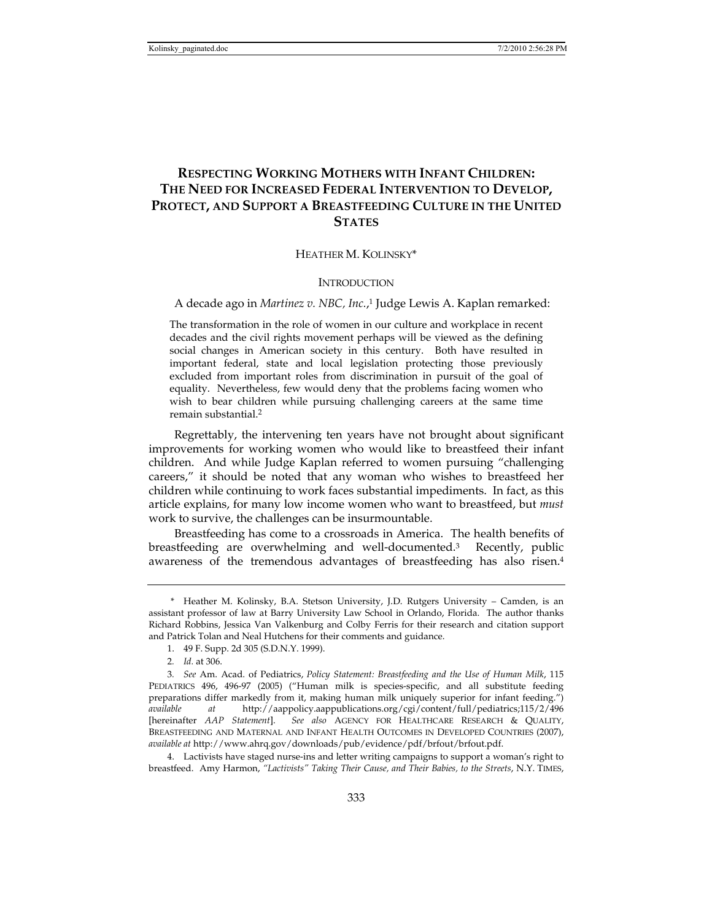# RESPECTING WORKING MOTHERS WITH INFANT CHILDREN: THE NEED FOR INCREASED FEDERAL INTERVENTION TO DEVELOP, PROTECT, AND SUPPORT A BREASTFEEDING CULTURE IN THE UNITED STATES

HEATHER M. KOLINSKY*

## INTRODUCTION

A decade ago in *Martinez v. NBC, Inc.*,[1] Judge Lewis A. Kaplan remarked:

> The transformation in the role of women in our culture and workplace in recent decades and the civil rights movement perhaps will be viewed as the defining social changes in American society in this century. Both have resulted in important federal, state and local legislation protecting those previously excluded from important roles from discrimination in pursuit of the goal of equality. Nevertheless, few would deny that the problems facing women who wish to bear children while pursuing challenging careers at the same time remain substantial.[2]

Regrettably, the intervening ten years have not brought about significant improvements for working women who would like to breastfeed their infant children. And while Judge Kaplan referred to women pursuing "challenging careers," it should be noted that any woman who wishes to breastfeed her children while continuing to work faces substantial impediments. In fact, as this article explains, for many low income women who want to breastfeed, but *must* work to survive, the challenges can be insurmountable.

Breastfeeding has come to a crossroads in America. The health benefits of breastfeeding are overwhelming and well-documented.[3] Recently, public awareness of the tremendous advantages of breastfeeding has also risen.[4]

---

\* Heather M. Kolinsky, B.A. Stetson University, J.D. Rutgers University – Camden, is an assistant professor of law at Barry University Law School in Orlando, Florida. The author thanks Richard Robbins, Jessica Van Valkenburg and Colby Ferris for their research and citation support and Patrick Tolan and Neal Hutchens for their comments and guidance.

1. 49 F. Supp. 2d 305 (S.D.N.Y. 1999).

2. *Id.* at 306.

3. *See* Am. Acad. of Pediatrics, *Policy Statement: Breastfeeding and the Use of Human Milk*, 115 PEDIATRICS 496, 496-97 (2005) ("Human milk is species-specific, and all substitute feeding preparations differ markedly from it, making human milk uniquely superior for infant feeding.") *available at* http://aappolicy.aappublications.org/cgi/content/full/pediatrics;115/2/496 [hereinafter *AAP Statement*]. *See also* AGENCY FOR HEALTHCARE RESEARCH & QUALITY, BREASTFEEDING AND MATERNAL AND INFANT HEALTH OUTCOMES IN DEVELOPED COUNTRIES (2007), *available at* http://www.ahrq.gov/downloads/pub/evidence/pdf/brfout/brfout.pdf.

4. Lactivists have staged nurse-ins and letter writing campaigns to support a woman's right to breastfeed. Amy Harmon, *"Lactivists" Taking Their Cause, and Their Babies, to the Streets*, N.Y. TIMES,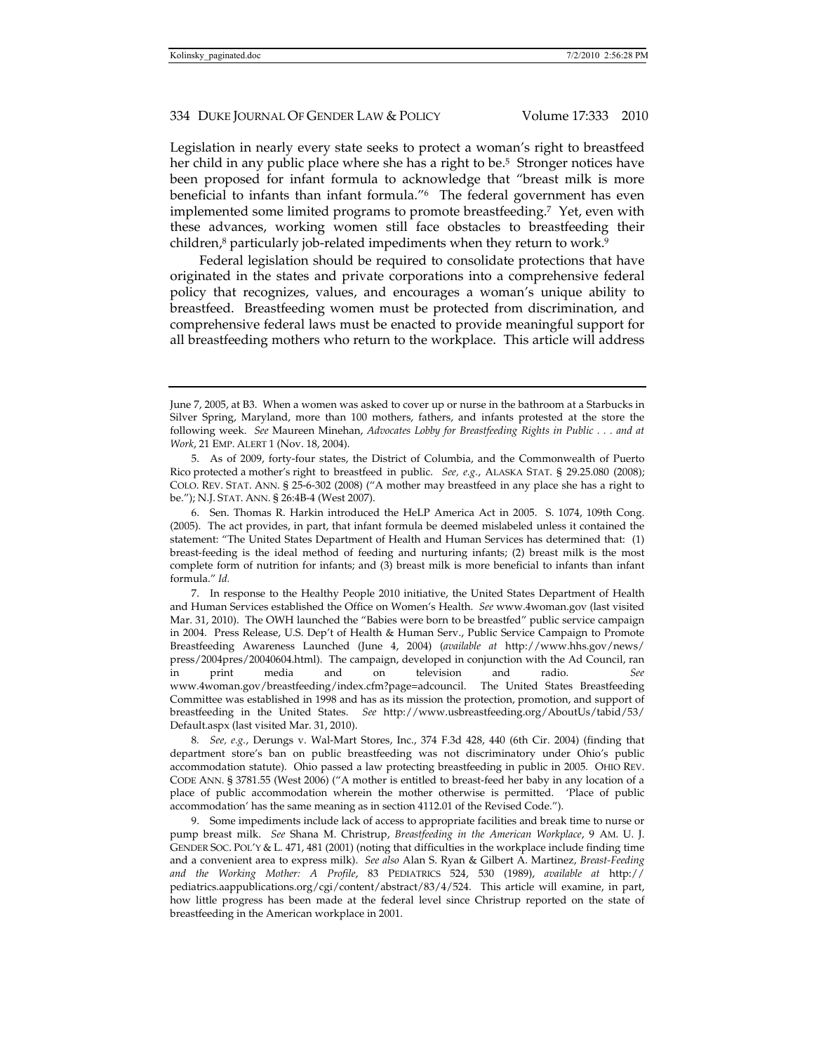Legislation in nearly every state seeks to protect a woman's right to breastfeed her child in any public place where she has a right to be.[5] Stronger notices have been proposed for infant formula to acknowledge that "breast milk is more beneficial to infants than infant formula."[6] The federal government has even implemented some limited programs to promote breastfeeding.[7] Yet, even with these advances, working women still face obstacles to breastfeeding their children,[8] particularly job-related impediments when they return to work.[9]

Federal legislation should be required to consolidate protections that have originated in the states and private corporations into a comprehensive federal policy that recognizes, values, and encourages a woman's unique ability to breastfeed. Breastfeeding women must be protected from discrimination, and comprehensive federal laws must be enacted to provide meaningful support for all breastfeeding mothers who return to the workplace. This article will address

---

June 7, 2005, at B3. When a women was asked to cover up or nurse in the bathroom at a Starbucks in Silver Spring, Maryland, more than 100 mothers, fathers, and infants protested at the store the following week. *See* Maureen Minehan, *Advocates Lobby for Breastfeeding Rights in Public . . . and at Work*, 21 EMP. ALERT 1 (Nov. 18, 2004).

5. As of 2009, forty-four states, the District of Columbia, and the Commonwealth of Puerto Rico protected a mother's right to breastfeed in public. *See, e.g.*, ALASKA STAT. § 29.25.080 (2008); COLO. REV. STAT. ANN. § 25-6-302 (2008) ("A mother may breastfeed in any place she has a right to be."); N.J. STAT. ANN. § 26:4B-4 (West 2007).

6. Sen. Thomas R. Harkin introduced the HeLP America Act in 2005. S. 1074, 109th Cong. (2005). The act provides, in part, that infant formula be deemed mislabeled unless it contained the statement: "The United States Department of Health and Human Services has determined that: (1) breast-feeding is the ideal method of feeding and nurturing infants; (2) breast milk is the most complete form of nutrition for infants; and (3) breast milk is more beneficial to infants than infant formula." *Id.*

7. In response to the Healthy People 2010 initiative, the United States Department of Health and Human Services established the Office on Women's Health. *See* www.4woman.gov (last visited Mar. 31, 2010). The OWH launched the "Babies were born to be breastfed" public service campaign in 2004. Press Release, U.S. Dep't of Health & Human Serv., Public Service Campaign to Promote Breastfeeding Awareness Launched (June 4, 2004) (*available at* http://www.hhs.gov/news/press/2004pres/20040604.html). The campaign, developed in conjunction with the Ad Council, ran in print media and on television and radio. *See* www.4woman.gov/breastfeeding/index.cfm?page=adcouncil. The United States Breastfeeding Committee was established in 1998 and has as its mission the protection, promotion, and support of breastfeeding in the United States. *See* http://www.usbreastfeeding.org/AboutUs/tabid/53/Default.aspx (last visited Mar. 31, 2010).

8. *See, e.g.*, Derungs v. Wal-Mart Stores, Inc., 374 F.3d 428, 440 (6th Cir. 2004) (finding that department store's ban on public breastfeeding was not discriminatory under Ohio's public accommodation statute). Ohio passed a law protecting breastfeeding in public in 2005. OHIO REV. CODE ANN. § 3781.55 (West 2006) ("A mother is entitled to breast-feed her baby in any location of a place of public accommodation wherein the mother otherwise is permitted. 'Place of public accommodation' has the same meaning as in section 4112.01 of the Revised Code.").

9. Some impediments include lack of access to appropriate facilities and break time to nurse or pump breast milk. *See* Shana M. Christrup, *Breastfeeding in the American Workplace*, 9 AM. U. J. GENDER SOC. POL'Y & L. 471, 481 (2001) (noting that difficulties in the workplace include finding time and a convenient area to express milk). *See also* Alan S. Ryan & Gilbert A. Martinez, *Breast-Feeding and the Working Mother: A Profile*, 83 PEDIATRICS 524, 530 (1989), *available at* http://pediatrics.aappublications.org/cgi/content/abstract/83/4/524. This article will examine, in part, how little progress has been made at the federal level since Christrup reported on the state of breastfeeding in the American workplace in 2001.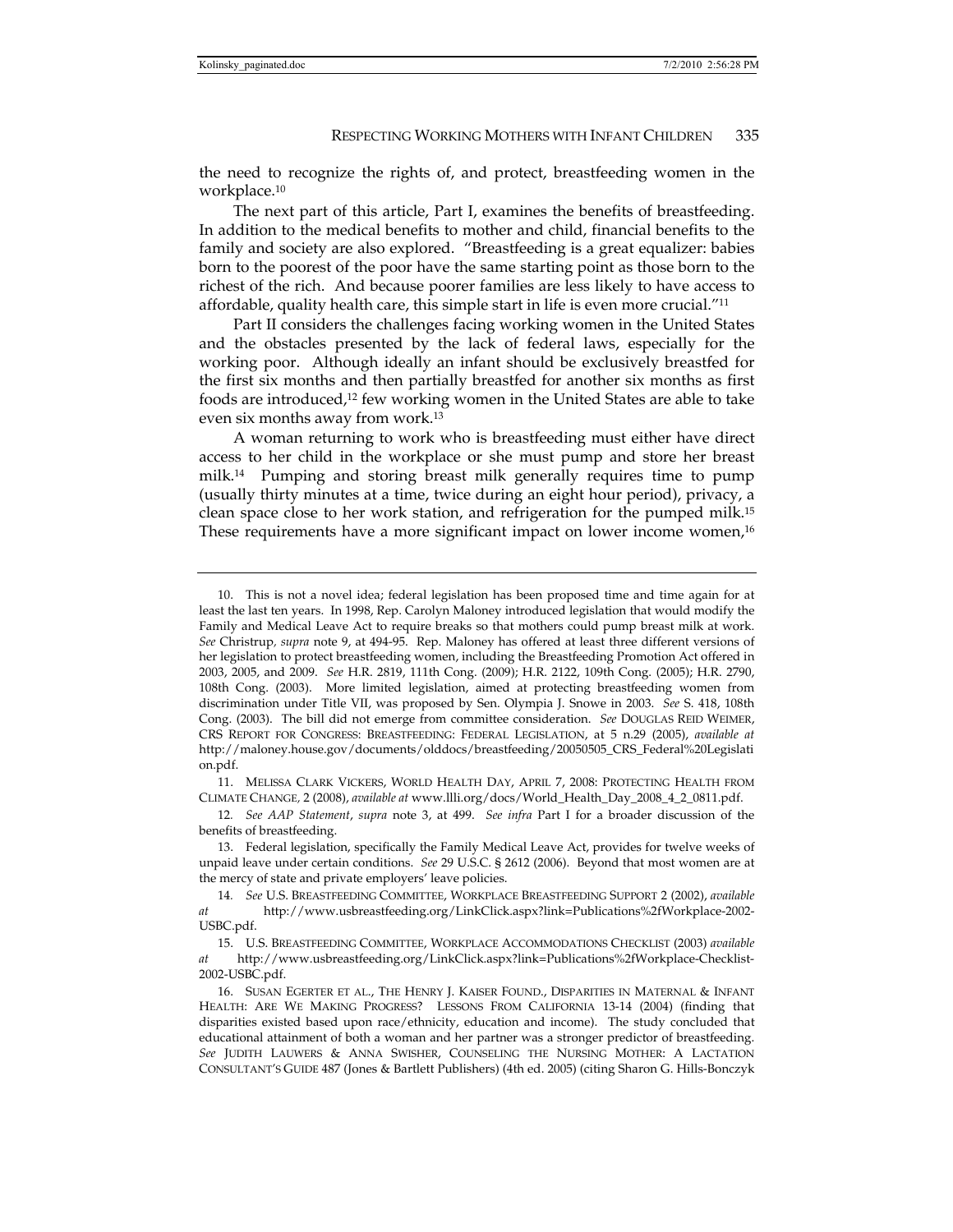the need to recognize the rights of, and protect, breastfeeding women in the workplace.[10]

The next part of this article, Part I, examines the benefits of breastfeeding. In addition to the medical benefits to mother and child, financial benefits to the family and society are also explored. "Breastfeeding is a great equalizer: babies born to the poorest of the poor have the same starting point as those born to the richest of the rich. And because poorer families are less likely to have access to affordable, quality health care, this simple start in life is even more crucial."[11]

Part II considers the challenges facing working women in the United States and the obstacles presented by the lack of federal laws, especially for the working poor. Although ideally an infant should be exclusively breastfed for the first six months and then partially breastfed for another six months as first foods are introduced,[12] few working women in the United States are able to take even six months away from work.[13]

A woman returning to work who is breastfeeding must either have direct access to her child in the workplace or she must pump and store her breast milk.[14] Pumping and storing breast milk generally requires time to pump (usually thirty minutes at a time, twice during an eight hour period), privacy, a clean space close to her work station, and refrigeration for the pumped milk.[15] These requirements have a more significant impact on lower income women,[16]

---

10. This is not a novel idea; federal legislation has been proposed time and time again for at least the last ten years. In 1998, Rep. Carolyn Maloney introduced legislation that would modify the Family and Medical Leave Act to require breaks so that mothers could pump breast milk at work. *See* Christrup, *supra* note 9, at 494-95. Rep. Maloney has offered at least three different versions of her legislation to protect breastfeeding women, including the Breastfeeding Promotion Act offered in 2003, 2005, and 2009. *See* H.R. 2819, 111th Cong. (2009); H.R. 2122, 109th Cong. (2005); H.R. 2790, 108th Cong. (2003). More limited legislation, aimed at protecting breastfeeding women from discrimination under Title VII, was proposed by Sen. Olympia J. Snowe in 2003. *See* S. 418, 108th Cong. (2003). The bill did not emerge from committee consideration. *See* DOUGLAS REID WEIMER, CRS REPORT FOR CONGRESS: BREASTFEEDING: FEDERAL LEGISLATION, at 5 n.29 (2005), *available at* http://maloney.house.gov/documents/olddocs/breastfeeding/20050505_CRS_Federal%20Legislation.pdf.

11. MELISSA CLARK VICKERS, WORLD HEALTH DAY, APRIL 7, 2008: PROTECTING HEALTH FROM CLIMATE CHANGE, 2 (2008), *available at* www.llli.org/docs/World_Health_Day_2008_4_2_0811.pdf.

12. *See AAP Statement*, *supra* note 3, at 499. *See infra* Part I for a broader discussion of the benefits of breastfeeding.

13. Federal legislation, specifically the Family Medical Leave Act, provides for twelve weeks of unpaid leave under certain conditions. *See* 29 U.S.C. § 2612 (2006). Beyond that most women are at the mercy of state and private employers' leave policies.

14. *See* U.S. BREASTFEEDING COMMITTEE, WORKPLACE BREASTFEEDING SUPPORT 2 (2002), *available at* http://www.usbreastfeeding.org/LinkClick.aspx?link=Publications%2fWorkplace-2002-USBC.pdf.

15. U.S. BREASTFEEDING COMMITTEE, WORKPLACE ACCOMMODATIONS CHECKLIST (2003) *available at* http://www.usbreastfeeding.org/LinkClick.aspx?link=Publications%2fWorkplace-Checklist-2002-USBC.pdf.

16. SUSAN EGERTER ET AL., THE HENRY J. KAISER FOUND., DISPARITIES IN MATERNAL & INFANT HEALTH: ARE WE MAKING PROGRESS? LESSONS FROM CALIFORNIA 13-14 (2004) (finding that disparities existed based upon race/ethnicity, education and income). The study concluded that educational attainment of both a woman and her partner was a stronger predictor of breastfeeding. *See* JUDITH LAUWERS & ANNA SWISHER, COUNSELING THE NURSING MOTHER: A LACTATION CONSULTANT'S GUIDE 487 (Jones & Bartlett Publishers) (4th ed. 2005) (citing Sharon G. Hills-Bonczyk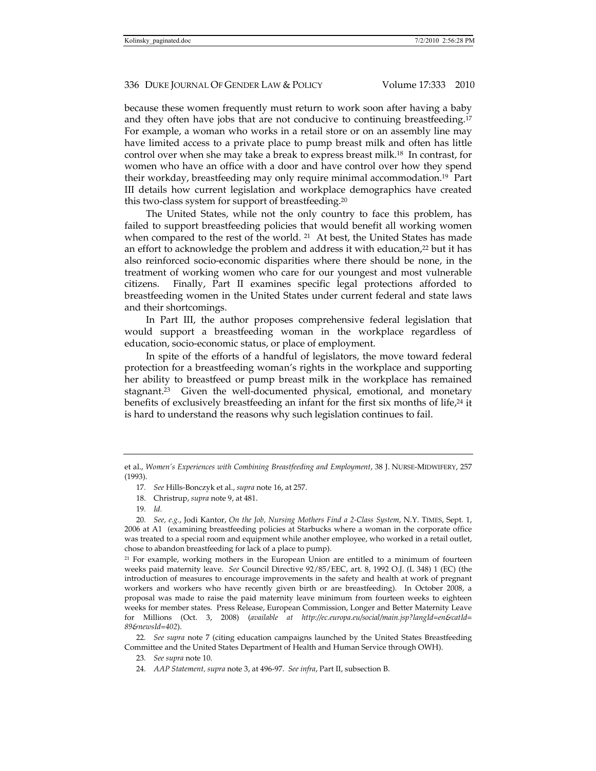because these women frequently must return to work soon after having a baby and they often have jobs that are not conducive to continuing breastfeeding.[17] For example, a woman who works in a retail store or on an assembly line may have limited access to a private place to pump breast milk and often has little control over when she may take a break to express breast milk.[18] In contrast, for women who have an office with a door and have control over how they spend their workday, breastfeeding may only require minimal accommodation.[19] Part III details how current legislation and workplace demographics have created this two-class system for support of breastfeeding.[20]

The United States, while not the only country to face this problem, has failed to support breastfeeding policies that would benefit all working women when compared to the rest of the world. [21] At best, the United States has made an effort to acknowledge the problem and address it with education,[22] but it has also reinforced socio-economic disparities where there should be none, in the treatment of working women who care for our youngest and most vulnerable citizens. Finally, Part II examines specific legal protections afforded to breastfeeding women in the United States under current federal and state laws and their shortcomings.

In Part III, the author proposes comprehensive federal legislation that would support a breastfeeding woman in the workplace regardless of education, socio-economic status, or place of employment.

In spite of the efforts of a handful of legislators, the move toward federal protection for a breastfeeding woman's rights in the workplace and supporting her ability to breastfeed or pump breast milk in the workplace has remained stagnant.[23] Given the well-documented physical, emotional, and monetary benefits of exclusively breastfeeding an infant for the first six months of life,[24] it is hard to understand the reasons why such legislation continues to fail.

---

et al., *Women's Experiences with Combining Breastfeeding and Employment*, 38 J. NURSE-MIDWIFERY, 257 (1993).

17. *See* Hills-Bonczyk et al., *supra* note 16, at 257.

18. Christrup, *supra* note 9, at 481.

19. *Id.*

20. *See, e.g.*, Jodi Kantor, *On the Job, Nursing Mothers Find a 2-Class System*, N.Y. TIMES, Sept. 1, 2006 at A1 (examining breastfeeding policies at Starbucks where a woman in the corporate office was treated to a special room and equipment while another employee, who worked in a retail outlet, chose to abandon breastfeeding for lack of a place to pump).

21 For example, working mothers in the European Union are entitled to a minimum of fourteen weeks paid maternity leave. *See* Council Directive 92/85/EEC, art. 8, 1992 O.J. (L 348) 1 (EC) (the introduction of measures to encourage improvements in the safety and health at work of pregnant workers and workers who have recently given birth or are breastfeeding). In October 2008, a proposal was made to raise the paid maternity leave minimum from fourteen weeks to eighteen weeks for member states. Press Release, European Commission, Longer and Better Maternity Leave for Millions (Oct. 3, 2008) (*available at http://ec.europa.eu/social/main.jsp?langId=en&catId=89&newsId=402*).

22. *See supra* note 7 (citing education campaigns launched by the United States Breastfeeding Committee and the United States Department of Health and Human Service through OWH).

23. *See supra* note 10.

24. *AAP Statement, supra* note 3, at 496-97. *See infra*, Part II, subsection B.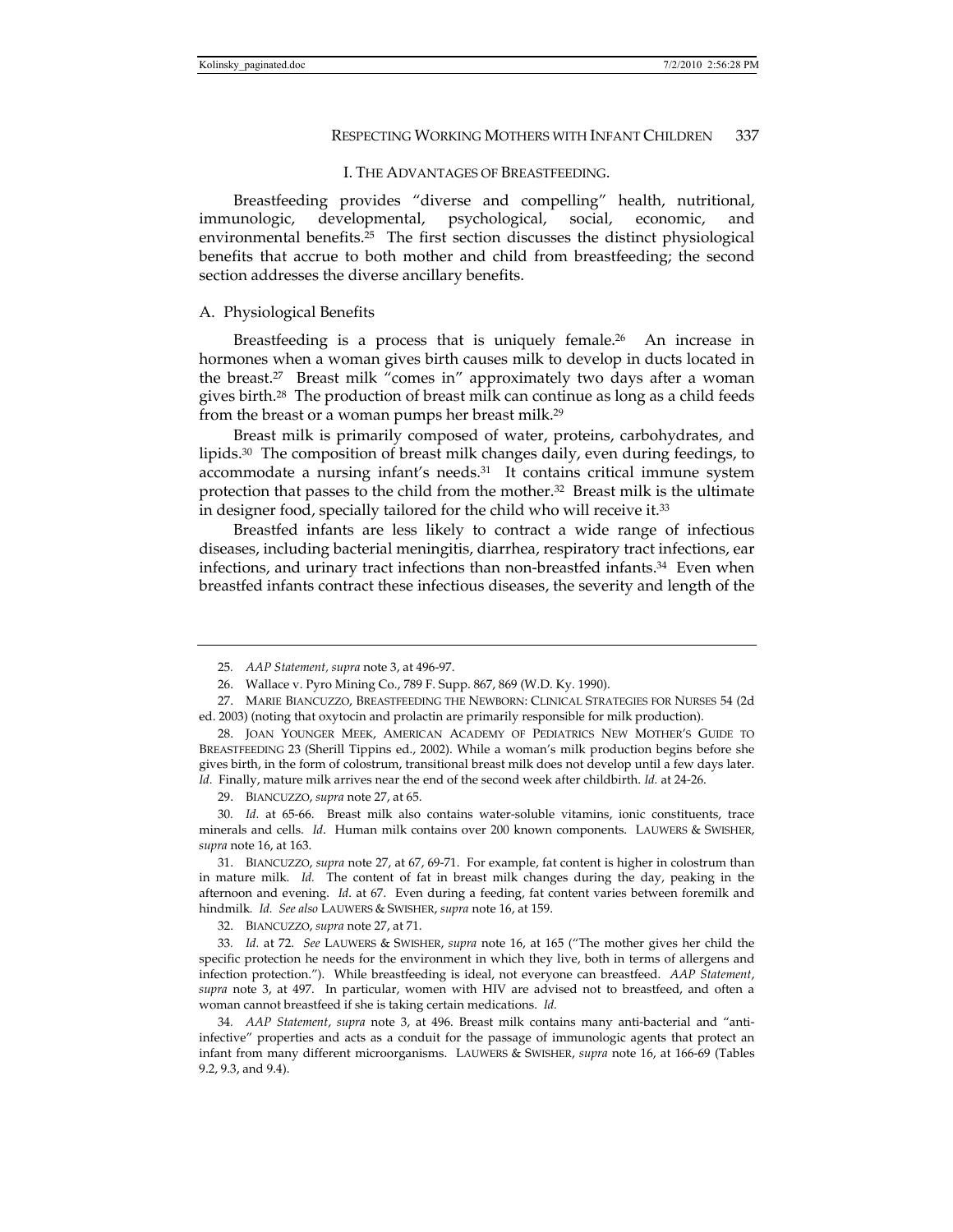## I. THE ADVANTAGES OF BREASTFEEDING.

Breastfeeding provides "diverse and compelling" health, nutritional, immunologic, developmental, psychological, social, economic, and environmental benefits.[25] The first section discusses the distinct physiological benefits that accrue to both mother and child from breastfeeding; the second section addresses the diverse ancillary benefits.

### A. Physiological Benefits

Breastfeeding is a process that is uniquely female.[26] An increase in hormones when a woman gives birth causes milk to develop in ducts located in the breast.[27] Breast milk "comes in" approximately two days after a woman gives birth.[28] The production of breast milk can continue as long as a child feeds from the breast or a woman pumps her breast milk.[29]

Breast milk is primarily composed of water, proteins, carbohydrates, and lipids.[30] The composition of breast milk changes daily, even during feedings, to accommodate a nursing infant's needs.[31] It contains critical immune system protection that passes to the child from the mother.[32] Breast milk is the ultimate in designer food, specially tailored for the child who will receive it.[33]

Breastfed infants are less likely to contract a wide range of infectious diseases, including bacterial meningitis, diarrhea, respiratory tract infections, ear infections, and urinary tract infections than non-breastfed infants.[34] Even when breastfed infants contract these infectious diseases, the severity and length of the

---

25. *AAP Statement, supra* note 3, at 496-97.

26. Wallace v. Pyro Mining Co., 789 F. Supp. 867, 869 (W.D. Ky. 1990).

27. MARIE BIANCUZZO, BREASTFEEDING THE NEWBORN: CLINICAL STRATEGIES FOR NURSES 54 (2d ed. 2003) (noting that oxytocin and prolactin are primarily responsible for milk production).

28. JOAN YOUNGER MEEK, AMERICAN ACADEMY OF PEDIATRICS NEW MOTHER'S GUIDE TO BREASTFEEDING 23 (Sherill Tippins ed., 2002). While a woman's milk production begins before she gives birth, in the form of colostrum, transitional breast milk does not develop until a few days later. *Id.* Finally, mature milk arrives near the end of the second week after childbirth. *Id.* at 24-26.

29. BIANCUZZO, *supra* note 27, at 65.

30. *Id.* at 65-66. Breast milk also contains water-soluble vitamins, ionic constituents, trace minerals and cells. *Id*. Human milk contains over 200 known components. LAUWERS & SWISHER, *supra* note 16, at 163.

31. BIANCUZZO, *supra* note 27, at 67, 69-71. For example, fat content is higher in colostrum than in mature milk. *Id.* The content of fat in breast milk changes during the day, peaking in the afternoon and evening. *Id*. at 67. Even during a feeding, fat content varies between foremilk and hindmilk. *Id. See also* LAUWERS & SWISHER, *supra* note 16, at 159.

32. BIANCUZZO, *supra* note 27, at 71.

33. *Id.* at 72. *See* LAUWERS & SWISHER, *supra* note 16, at 165 ("The mother gives her child the specific protection he needs for the environment in which they live, both in terms of allergens and infection protection."). While breastfeeding is ideal, not everyone can breastfeed. *AAP Statement*, *supra* note 3, at 497. In particular, women with HIV are advised not to breastfeed, and often a woman cannot breastfeed if she is taking certain medications. *Id.*

34. *AAP Statement*, *supra* note 3, at 496. Breast milk contains many anti-bacterial and "anti-infective" properties and acts as a conduit for the passage of immunologic agents that protect an infant from many different microorganisms. LAUWERS & SWISHER, *supra* note 16, at 166-69 (Tables 9.2, 9.3, and 9.4).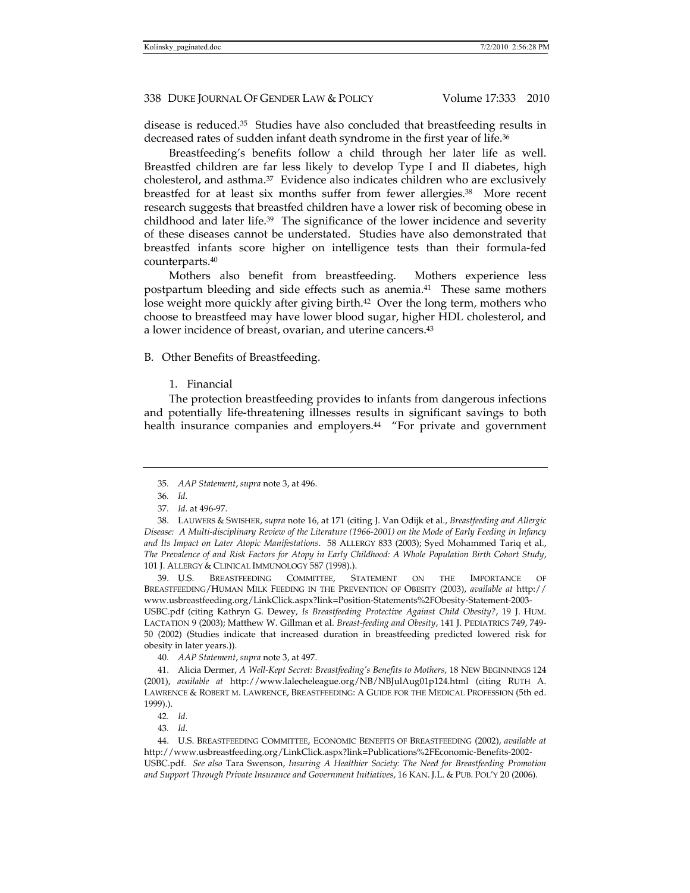disease is reduced.[35] Studies have also concluded that breastfeeding results in decreased rates of sudden infant death syndrome in the first year of life.[36]

Breastfeeding's benefits follow a child through her later life as well. Breastfed children are far less likely to develop Type I and II diabetes, high cholesterol, and asthma.[37] Evidence also indicates children who are exclusively breastfed for at least six months suffer from fewer allergies.[38] More recent research suggests that breastfed children have a lower risk of becoming obese in childhood and later life.[39] The significance of the lower incidence and severity of these diseases cannot be understated. Studies have also demonstrated that breastfed infants score higher on intelligence tests than their formula-fed counterparts.[40]

Mothers also benefit from breastfeeding. Mothers experience less postpartum bleeding and side effects such as anemia.[41] These same mothers lose weight more quickly after giving birth.[42] Over the long term, mothers who choose to breastfeed may have lower blood sugar, higher HDL cholesterol, and a lower incidence of breast, ovarian, and uterine cancers.[43]

## B. Other Benefits of Breastfeeding.

### 1. Financial

The protection breastfeeding provides to infants from dangerous infections and potentially life-threatening illnesses results in significant savings to both health insurance companies and employers.[44] "For private and government

---

35. *AAP Statement*, *supra* note 3, at 496.

36. *Id.*

37. *Id.* at 496-97.

38. LAUWERS & SWISHER, *supra* note 16, at 171 (citing J. Van Odijk et al., *Breastfeeding and Allergic Disease: A Multi-disciplinary Review of the Literature (1966-2001) on the Mode of Early Feeding in Infancy and Its Impact on Later Atopic Manifestations.* 58 ALLERGY 833 (2003); Syed Mohammed Tariq et al., *The Prevalence of and Risk Factors for Atopy in Early Childhood: A Whole Population Birth Cohort Study*, 101 J. ALLERGY & CLINICAL IMMUNOLOGY 587 (1998).).

39. U.S. BREASTFEEDING COMMITTEE, STATEMENT ON THE IMPORTANCE OF BREASTFEEDING/HUMAN MILK FEEDING IN THE PREVENTION OF OBESITY (2003), *available at* http://www.usbreastfeeding.org/LinkClick.aspx?link=Position-Statements%2FObesity-Statement-2003-USBC.pdf (citing Kathryn G. Dewey, *Is Breastfeeding Protective Against Child Obesity?*, 19 J. HUM. LACTATION 9 (2003); Matthew W. Gillman et al. *Breast-feeding and Obesity*, 141 J. PEDIATRICS 749, 749-50 (2002) (Studies indicate that increased duration in breastfeeding predicted lowered risk for obesity in later years.)).

40. *AAP Statement*, *supra* note 3, at 497.

41. Alicia Dermer, *A Well-Kept Secret: Breastfeeding's Benefits to Mothers*, 18 NEW BEGINNINGS 124 (2001), *available at* http://www.lalecheleague.org/NB/NBJulAug01p124.html (citing RUTH A. LAWRENCE & ROBERT M. LAWRENCE, BREASTFEEDING: A GUIDE FOR THE MEDICAL PROFESSION (5th ed. 1999).).

42. *Id.*

43. *Id.*

44. U.S. BREASTFEEDING COMMITTEE, ECONOMIC BENEFITS OF BREASTFEEDING (2002), *available at* http://www.usbreastfeeding.org/LinkClick.aspx?link=Publications%2FEconomic-Benefits-2002-USBC.pdf. *See also* Tara Swenson, *Insuring A Healthier Society: The Need for Breastfeeding Promotion and Support Through Private Insurance and Government Initiatives*, 16 KAN. J.L. & PUB. POL'Y 20 (2006).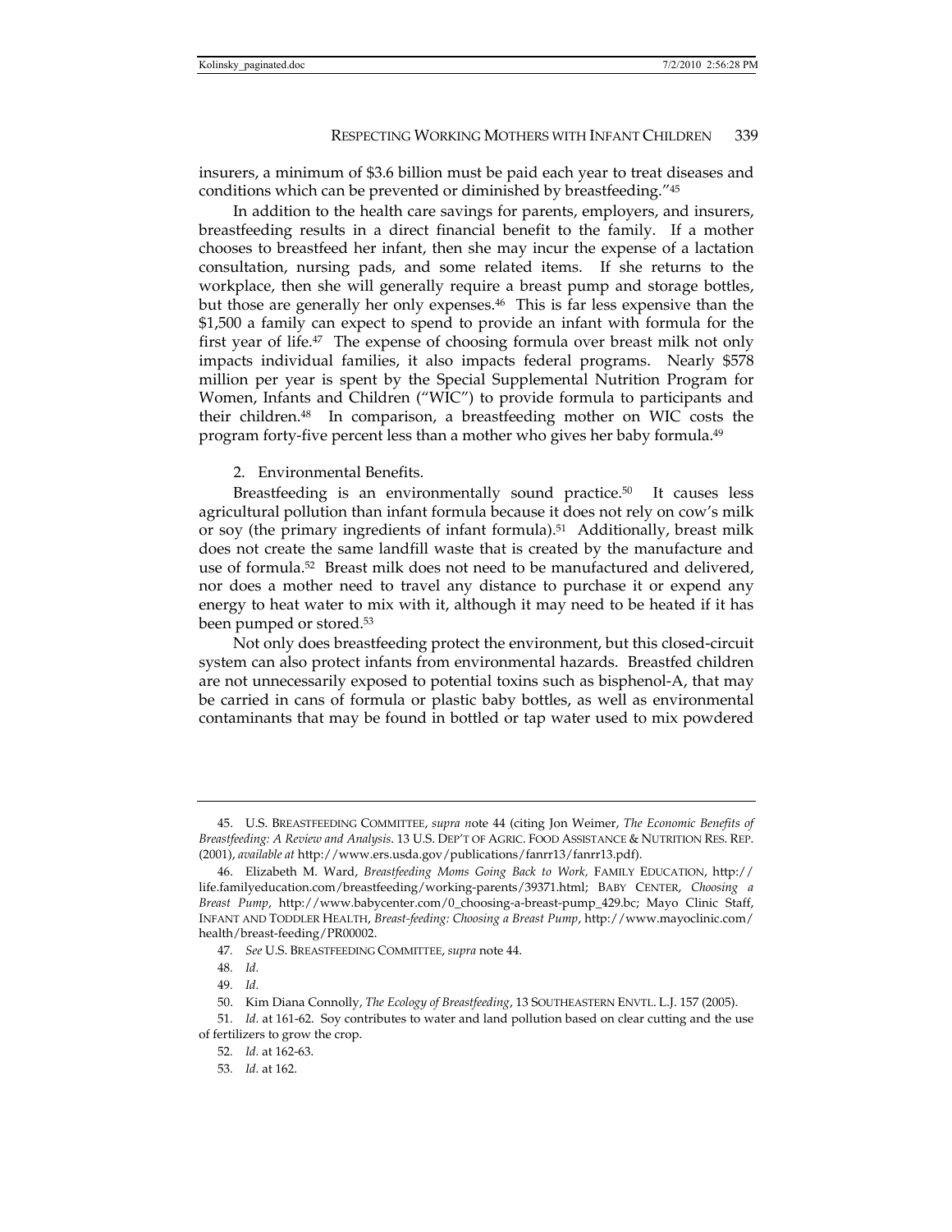insurers, a minimum of $3.6 billion must be paid each year to treat diseases and conditions which can be prevented or diminished by breastfeeding."[45]

In addition to the health care savings for parents, employers, and insurers, breastfeeding results in a direct financial benefit to the family. If a mother chooses to breastfeed her infant, then she may incur the expense of a lactation consultation, nursing pads, and some related items. If she returns to the workplace, then she will generally require a breast pump and storage bottles, but those are generally her only expenses.[46] This is far less expensive than the $1,500 a family can expect to spend to provide an infant with formula for the first year of life.[47] The expense of choosing formula over breast milk not only impacts individual families, it also impacts federal programs. Nearly $578 million per year is spent by the Special Supplemental Nutrition Program for Women, Infants and Children ("WIC") to provide formula to participants and their children.[48] In comparison, a breastfeeding mother on WIC costs the program forty-five percent less than a mother who gives her baby formula.[49]

2. Environmental Benefits.

Breastfeeding is an environmentally sound practice.[50] It causes less agricultural pollution than infant formula because it does not rely on cow's milk or soy (the primary ingredients of infant formula).[51] Additionally, breast milk does not create the same landfill waste that is created by the manufacture and use of formula.[52] Breast milk does not need to be manufactured and delivered, nor does a mother need to travel any distance to purchase it or expend any energy to heat water to mix with it, although it may need to be heated if it has been pumped or stored.[53]

Not only does breastfeeding protect the environment, but this closed-circuit system can also protect infants from environmental hazards. Breastfed children are not unnecessarily exposed to potential toxins such as bisphenol-A, that may be carried in cans of formula or plastic baby bottles, as well as environmental contaminants that may be found in bottled or tap water used to mix powdered

---

45. U.S. BREASTFEEDING COMMITTEE, *supra n*ote 44 (citing Jon Weimer, *The Economic Benefits of Breastfeeding: A Review and Analysis.* 13 U.S. DEP'T OF AGRIC. FOOD ASSISTANCE & NUTRITION RES. REP. (2001), *available at* http://www.ers.usda.gov/publications/fanrr13/fanrr13.pdf).

46. Elizabeth M. Ward, *Breastfeeding Moms Going Back to Work,* FAMILY EDUCATION, http://life.familyeducation.com/breastfeeding/working-parents/39371.html; BABY CENTER, *Choosing a Breast Pump*, http://www.babycenter.com/0_choosing-a-breast-pump_429.bc; Mayo Clinic Staff, INFANT AND TODDLER HEALTH, *Breast-feeding: Choosing a Breast Pump*, http://www.mayoclinic.com/health/breast-feeding/PR00002.

47. *See* U.S. BREASTFEEDING COMMITTEE, *supra* note 44.

48. *Id.*

49. *Id.*

50. Kim Diana Connolly, *The Ecology of Breastfeeding*, 13 SOUTHEASTERN ENVTL. L.J. 157 (2005).

51. *Id.* at 161-62. Soy contributes to water and land pollution based on clear cutting and the use of fertilizers to grow the crop.

52. *Id.* at 162-63.

53. *Id.* at 162.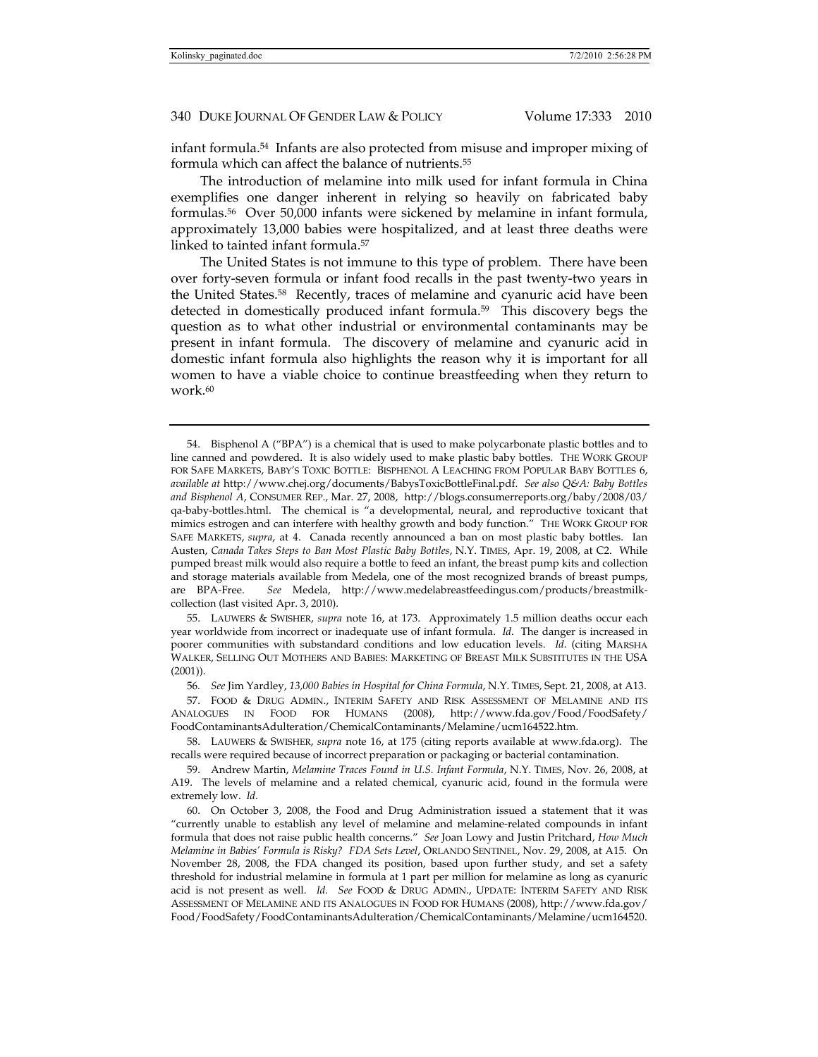infant formula.[54] Infants are also protected from misuse and improper mixing of formula which can affect the balance of nutrients.[55]

The introduction of melamine into milk used for infant formula in China exemplifies one danger inherent in relying so heavily on fabricated baby formulas.[56] Over 50,000 infants were sickened by melamine in infant formula, approximately 13,000 babies were hospitalized, and at least three deaths were linked to tainted infant formula.[57]

The United States is not immune to this type of problem. There have been over forty-seven formula or infant food recalls in the past twenty-two years in the United States.[58] Recently, traces of melamine and cyanuric acid have been detected in domestically produced infant formula.[59] This discovery begs the question as to what other industrial or environmental contaminants may be present in infant formula. The discovery of melamine and cyanuric acid in domestic infant formula also highlights the reason why it is important for all women to have a viable choice to continue breastfeeding when they return to work.[60]

---

54. Bisphenol A ("BPA") is a chemical that is used to make polycarbonate plastic bottles and to line canned and powdered. It is also widely used to make plastic baby bottles. THE WORK GROUP FOR SAFE MARKETS, BABY'S TOXIC BOTTLE: BISPHENOL A LEACHING FROM POPULAR BABY BOTTLES 6, *available at* http://www.chej.org/documents/BabysToxicBottleFinal.pdf. *See also Q&A: Baby Bottles and Bisphenol A*, CONSUMER REP., Mar. 27, 2008, http://blogs.consumerreports.org/baby/2008/03/qa-baby-bottles.html. The chemical is "a developmental, neural, and reproductive toxicant that mimics estrogen and can interfere with healthy growth and body function." THE WORK GROUP FOR SAFE MARKETS, *supra*, at 4. Canada recently announced a ban on most plastic baby bottles. Ian Austen, *Canada Takes Steps to Ban Most Plastic Baby Bottles*, N.Y. TIMES, Apr. 19, 2008, at C2. While pumped breast milk would also require a bottle to feed an infant, the breast pump kits and collection and storage materials available from Medela, one of the most recognized brands of breast pumps, are BPA-Free. *See* Medela, http://www.medelabreastfeedingus.com/products/breastmilk-collection (last visited Apr. 3, 2010).

55. LAUWERS & SWISHER, *supra* note 16, at 173. Approximately 1.5 million deaths occur each year worldwide from incorrect or inadequate use of infant formula. *Id*. The danger is increased in poorer communities with substandard conditions and low education levels. *Id*. (citing MARSHA WALKER, SELLING OUT MOTHERS AND BABIES: MARKETING OF BREAST MILK SUBSTITUTES IN THE USA (2001)).

56. *See* Jim Yardley, *13,000 Babies in Hospital for China Formula*, N.Y. TIMES, Sept. 21, 2008, at A13.

57. FOOD & DRUG ADMIN., INTERIM SAFETY AND RISK ASSESSMENT OF MELAMINE AND ITS ANALOGUES IN FOOD FOR HUMANS (2008), http://www.fda.gov/Food/FoodSafety/FoodContaminantsAdulteration/ChemicalContaminants/Melamine/ucm164522.htm.

58. LAUWERS & SWISHER, *supra* note 16, at 175 (citing reports available at www.fda.org). The recalls were required because of incorrect preparation or packaging or bacterial contamination.

59. Andrew Martin, *Melamine Traces Found in U.S. Infant Formula*, N.Y. TIMES, Nov. 26, 2008, at A19. The levels of melamine and a related chemical, cyanuric acid, found in the formula were extremely low. *Id.*

60. On October 3, 2008, the Food and Drug Administration issued a statement that it was "currently unable to establish any level of melamine and melamine-related compounds in infant formula that does not raise public health concerns." *See* Joan Lowy and Justin Pritchard, *How Much Melamine in Babies' Formula is Risky? FDA Sets Level*, ORLANDO SENTINEL, Nov. 29, 2008, at A15. On November 28, 2008, the FDA changed its position, based upon further study, and set a safety threshold for industrial melamine in formula at 1 part per million for melamine as long as cyanuric acid is not present as well. *Id. See* FOOD & DRUG ADMIN., UPDATE: INTERIM SAFETY AND RISK ASSESSMENT OF MELAMINE AND ITS ANALOGUES IN FOOD FOR HUMANS (2008), http://www.fda.gov/Food/FoodSafety/FoodContaminantsAdulteration/ChemicalContaminants/Melamine/ucm164520.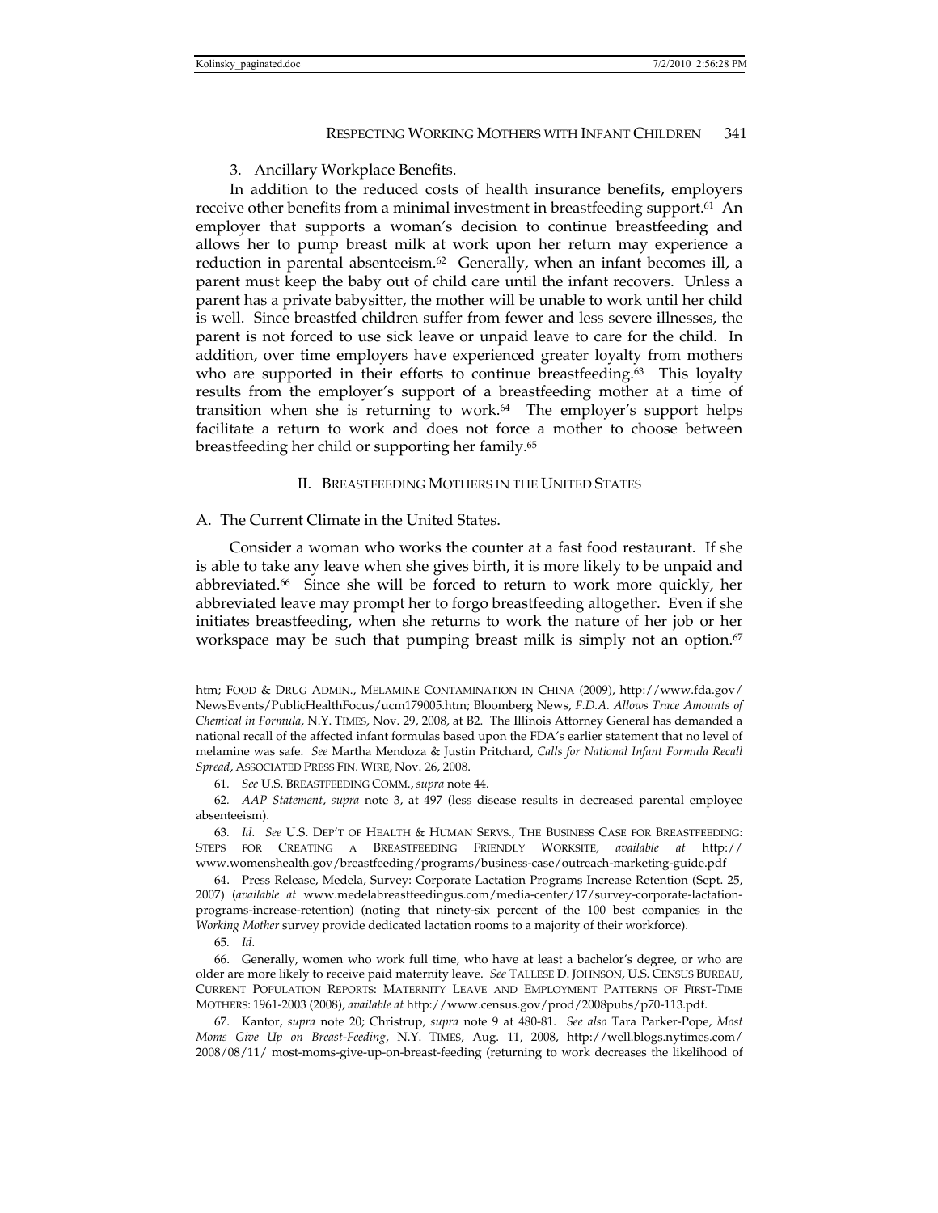3. Ancillary Workplace Benefits.

In addition to the reduced costs of health insurance benefits, employers receive other benefits from a minimal investment in breastfeeding support.[61] An employer that supports a woman's decision to continue breastfeeding and allows her to pump breast milk at work upon her return may experience a reduction in parental absenteeism.[62] Generally, when an infant becomes ill, a parent must keep the baby out of child care until the infant recovers. Unless a parent has a private babysitter, the mother will be unable to work until her child is well. Since breastfed children suffer from fewer and less severe illnesses, the parent is not forced to use sick leave or unpaid leave to care for the child. In addition, over time employers have experienced greater loyalty from mothers who are supported in their efforts to continue breastfeeding.[63] This loyalty results from the employer's support of a breastfeeding mother at a time of transition when she is returning to work.[64] The employer's support helps facilitate a return to work and does not force a mother to choose between breastfeeding her child or supporting her family.[65]

## II. BREASTFEEDING MOTHERS IN THE UNITED STATES

### A. The Current Climate in the United States.

Consider a woman who works the counter at a fast food restaurant. If she is able to take any leave when she gives birth, it is more likely to be unpaid and abbreviated.[66] Since she will be forced to return to work more quickly, her abbreviated leave may prompt her to forgo breastfeeding altogether. Even if she initiates breastfeeding, when she returns to work the nature of her job or her workspace may be such that pumping breast milk is simply not an option.[67]

---

htm; FOOD & DRUG ADMIN., MELAMINE CONTAMINATION IN CHINA (2009), http://www.fda.gov/NewsEvents/PublicHealthFocus/ucm179005.htm; Bloomberg News, *F.D.A. Allows Trace Amounts of Chemical in Formula*, N.Y. TIMES, Nov. 29, 2008, at B2. The Illinois Attorney General has demanded a national recall of the affected infant formulas based upon the FDA's earlier statement that no level of melamine was safe. *See* Martha Mendoza & Justin Pritchard, *Calls for National Infant Formula Recall Spread*, ASSOCIATED PRESS FIN. WIRE, Nov. 26, 2008.

61. *See* U.S. BREASTFEEDING COMM., *supra* note 44.

62. *AAP Statement*, *supra* note 3, at 497 (less disease results in decreased parental employee absenteeism).

63. *Id. See* U.S. DEP'T OF HEALTH & HUMAN SERVS., THE BUSINESS CASE FOR BREASTFEEDING: STEPS FOR CREATING A BREASTFEEDING FRIENDLY WORKSITE, *available at* http://www.womenshealth.gov/breastfeeding/programs/business-case/outreach-marketing-guide.pdf

64. Press Release, Medela, Survey: Corporate Lactation Programs Increase Retention (Sept. 25, 2007) (*available at* www.medelabreastfeedingus.com/media-center/17/survey-corporate-lactation-programs-increase-retention) (noting that ninety-six percent of the 100 best companies in the *Working Mother* survey provide dedicated lactation rooms to a majority of their workforce).

65. *Id.*

66. Generally, women who work full time, who have at least a bachelor's degree, or who are older are more likely to receive paid maternity leave. *See* TALLESE D. JOHNSON, U.S. CENSUS BUREAU, CURRENT POPULATION REPORTS: MATERNITY LEAVE AND EMPLOYMENT PATTERNS OF FIRST-TIME MOTHERS: 1961-2003 (2008), *available at* http://www.census.gov/prod/2008pubs/p70-113.pdf.

67. Kantor, *supra* note 20; Christrup, *supra* note 9 at 480-81. *See also* Tara Parker-Pope, *Most Moms Give Up on Breast-Feeding*, N.Y. TIMES, Aug. 11, 2008, http://well.blogs.nytimes.com/2008/08/11/ most-moms-give-up-on-breast-feeding (returning to work decreases the likelihood of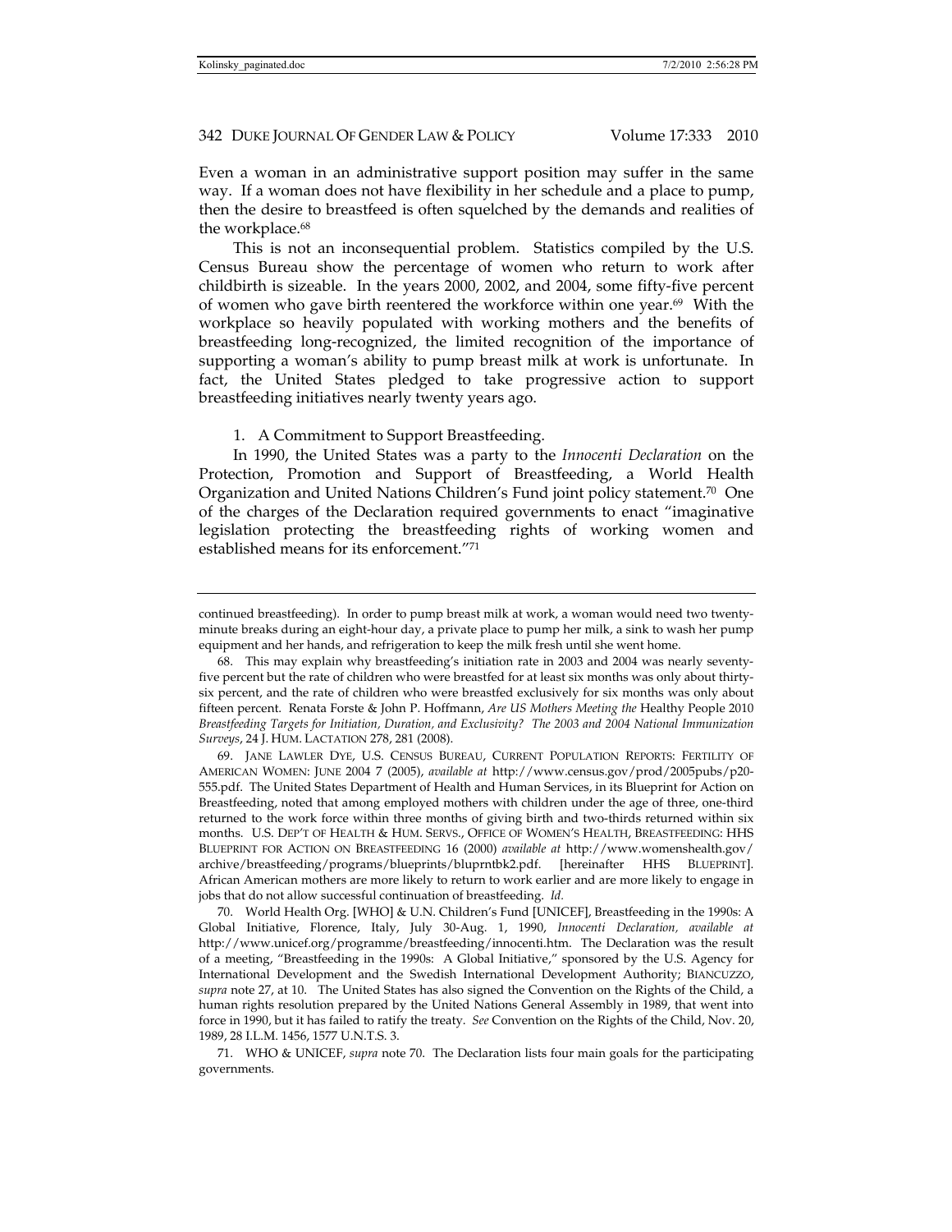Even a woman in an administrative support position may suffer in the same way. If a woman does not have flexibility in her schedule and a place to pump, then the desire to breastfeed is often squelched by the demands and realities of the workplace.[68]

This is not an inconsequential problem. Statistics compiled by the U.S. Census Bureau show the percentage of women who return to work after childbirth is sizeable. In the years 2000, 2002, and 2004, some fifty-five percent of women who gave birth reentered the workforce within one year.[69] With the workplace so heavily populated with working mothers and the benefits of breastfeeding long-recognized, the limited recognition of the importance of supporting a woman's ability to pump breast milk at work is unfortunate. In fact, the United States pledged to take progressive action to support breastfeeding initiatives nearly twenty years ago.

1. A Commitment to Support Breastfeeding.

In 1990, the United States was a party to the *Innocenti Declaration* on the Protection, Promotion and Support of Breastfeeding, a World Health Organization and United Nations Children's Fund joint policy statement.[70] One of the charges of the Declaration required governments to enact "imaginative legislation protecting the breastfeeding rights of working women and established means for its enforcement."[71]

---

continued breastfeeding). In order to pump breast milk at work, a woman would need two twenty-minute breaks during an eight-hour day, a private place to pump her milk, a sink to wash her pump equipment and her hands, and refrigeration to keep the milk fresh until she went home.

68. This may explain why breastfeeding's initiation rate in 2003 and 2004 was nearly seventy-five percent but the rate of children who were breastfed for at least six months was only about thirty-six percent, and the rate of children who were breastfed exclusively for six months was only about fifteen percent. Renata Forste & John P. Hoffmann, *Are US Mothers Meeting the* Healthy People 2010 *Breastfeeding Targets for Initiation, Duration, and Exclusivity? The 2003 and 2004 National Immunization Surveys*, 24 J. HUM. LACTATION 278, 281 (2008).

69. JANE LAWLER DYE, U.S. CENSUS BUREAU, CURRENT POPULATION REPORTS: FERTILITY OF AMERICAN WOMEN: JUNE 2004 7 (2005), *available at* http://www.census.gov/prod/2005pubs/p20-555.pdf. The United States Department of Health and Human Services, in its Blueprint for Action on Breastfeeding, noted that among employed mothers with children under the age of three, one-third returned to the work force within three months of giving birth and two-thirds returned within six months. U.S. DEP'T OF HEALTH & HUM. SERVS., OFFICE OF WOMEN'S HEALTH, BREASTFEEDING: HHS BLUEPRINT FOR ACTION ON BREASTFEEDING 16 (2000) *available at* http://www.womenshealth.gov/archive/breastfeeding/programs/blueprints/bluprntbk2.pdf. [hereinafter HHS BLUEPRINT]. African American mothers are more likely to return to work earlier and are more likely to engage in jobs that do not allow successful continuation of breastfeeding. *Id.*

70. World Health Org. [WHO] & U.N. Children's Fund [UNICEF], Breastfeeding in the 1990s: A Global Initiative, Florence, Italy, July 30-Aug. 1, 1990, *Innocenti Declaration, available at* http://www.unicef.org/programme/breastfeeding/innocenti.htm. The Declaration was the result of a meeting, "Breastfeeding in the 1990s: A Global Initiative," sponsored by the U.S. Agency for International Development and the Swedish International Development Authority; BIANCUZZO, *supra* note 27, at 10. The United States has also signed the Convention on the Rights of the Child, a human rights resolution prepared by the United Nations General Assembly in 1989, that went into force in 1990, but it has failed to ratify the treaty. *See* Convention on the Rights of the Child, Nov. 20, 1989, 28 I.L.M. 1456, 1577 U.N.T.S. 3.

71. WHO & UNICEF, *supra* note 70. The Declaration lists four main goals for the participating governments.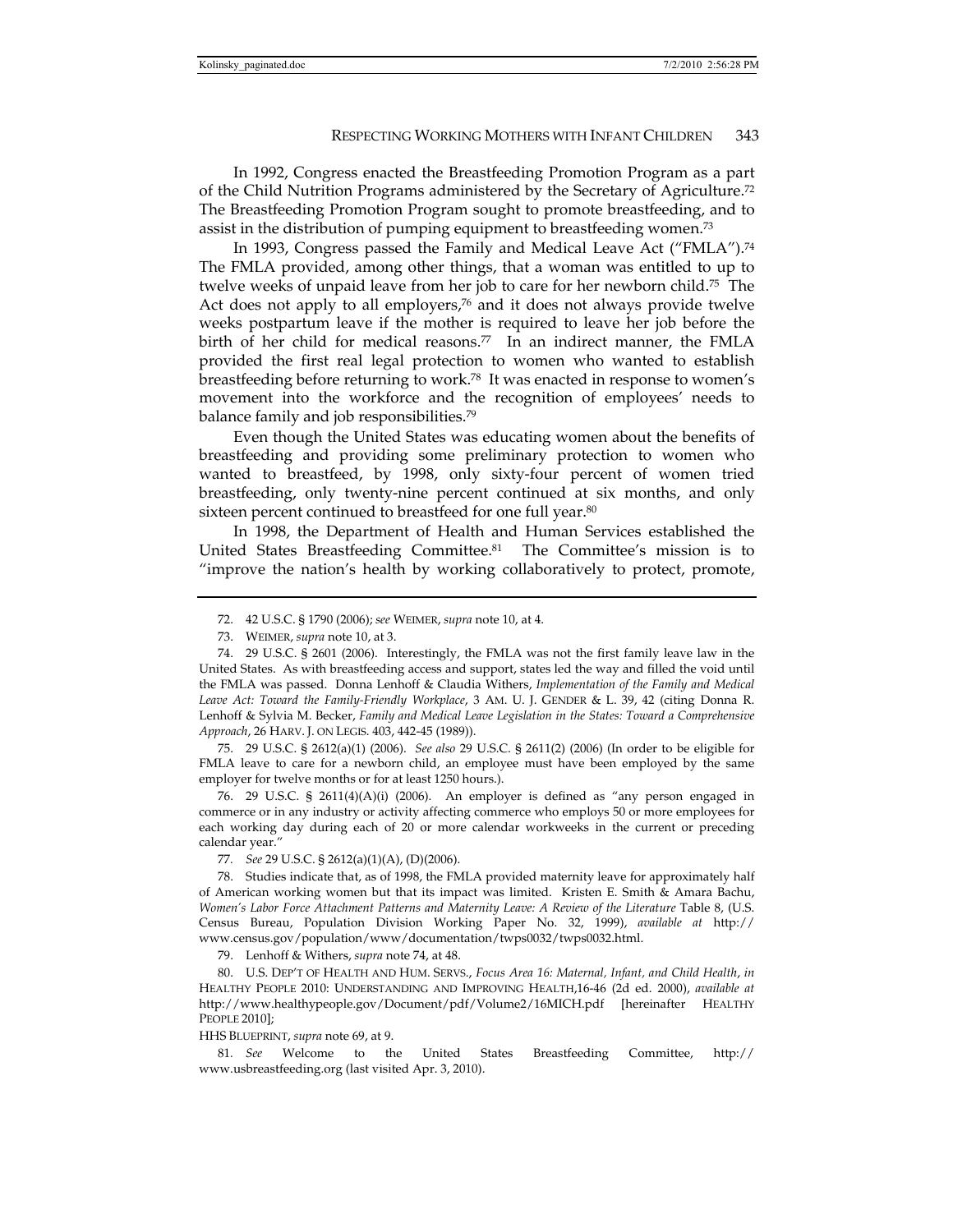In 1992, Congress enacted the Breastfeeding Promotion Program as a part of the Child Nutrition Programs administered by the Secretary of Agriculture.[72] The Breastfeeding Promotion Program sought to promote breastfeeding, and to assist in the distribution of pumping equipment to breastfeeding women.[73]

In 1993, Congress passed the Family and Medical Leave Act ("FMLA").[74] The FMLA provided, among other things, that a woman was entitled to up to twelve weeks of unpaid leave from her job to care for her newborn child.[75] The Act does not apply to all employers,[76] and it does not always provide twelve weeks postpartum leave if the mother is required to leave her job before the birth of her child for medical reasons.[77] In an indirect manner, the FMLA provided the first real legal protection to women who wanted to establish breastfeeding before returning to work.[78] It was enacted in response to women's movement into the workforce and the recognition of employees' needs to balance family and job responsibilities.[79]

Even though the United States was educating women about the benefits of breastfeeding and providing some preliminary protection to women who wanted to breastfeed, by 1998, only sixty-four percent of women tried breastfeeding, only twenty-nine percent continued at six months, and only sixteen percent continued to breastfeed for one full year.[80]

In 1998, the Department of Health and Human Services established the United States Breastfeeding Committee.[81] The Committee's mission is to "improve the nation's health by working collaboratively to protect, promote,

---

72. 42 U.S.C. § 1790 (2006); *see* WEIMER, *supra* note 10, at 4.

73. WEIMER, *supra* note 10, at 3.

74. 29 U.S.C. § 2601 (2006). Interestingly, the FMLA was not the first family leave law in the United States. As with breastfeeding access and support, states led the way and filled the void until the FMLA was passed. Donna Lenhoff & Claudia Withers, *Implementation of the Family and Medical Leave Act: Toward the Family-Friendly Workplace*, 3 AM. U. J. GENDER & L. 39, 42 (citing Donna R. Lenhoff & Sylvia M. Becker, *Family and Medical Leave Legislation in the States: Toward a Comprehensive Approach*, 26 HARV. J. ON LEGIS. 403, 442-45 (1989)).

75. 29 U.S.C. § 2612(a)(1) (2006). *See also* 29 U.S.C. § 2611(2) (2006) (In order to be eligible for FMLA leave to care for a newborn child, an employee must have been employed by the same employer for twelve months or for at least 1250 hours.).

76. 29 U.S.C. § 2611(4)(A)(i) (2006). An employer is defined as "any person engaged in commerce or in any industry or activity affecting commerce who employs 50 or more employees for each working day during each of 20 or more calendar workweeks in the current or preceding calendar year."

77. *See* 29 U.S.C. § 2612(a)(1)(A), (D)(2006).

78. Studies indicate that, as of 1998, the FMLA provided maternity leave for approximately half of American working women but that its impact was limited. Kristen E. Smith & Amara Bachu, *Women's Labor Force Attachment Patterns and Maternity Leave: A Review of the Literature* Table 8, (U.S. Census Bureau, Population Division Working Paper No. 32, 1999), *available at* http://www.census.gov/population/www/documentation/twps0032/twps0032.html.

79. Lenhoff & Withers, *supra* note 74, at 48.

80. U.S. DEP'T OF HEALTH AND HUM. SERVS., *Focus Area 16: Maternal, Infant, and Child Health*, *in* HEALTHY PEOPLE 2010: UNDERSTANDING AND IMPROVING HEALTH,16-46 (2d ed. 2000), *available at* http://www.healthypeople.gov/Document/pdf/Volume2/16MICH.pdf [hereinafter HEALTHY PEOPLE 2010];

HHS BLUEPRINT, *supra* note 69, at 9.

81. *See* Welcome to the United States Breastfeeding Committee, http://www.usbreastfeeding.org (last visited Apr. 3, 2010).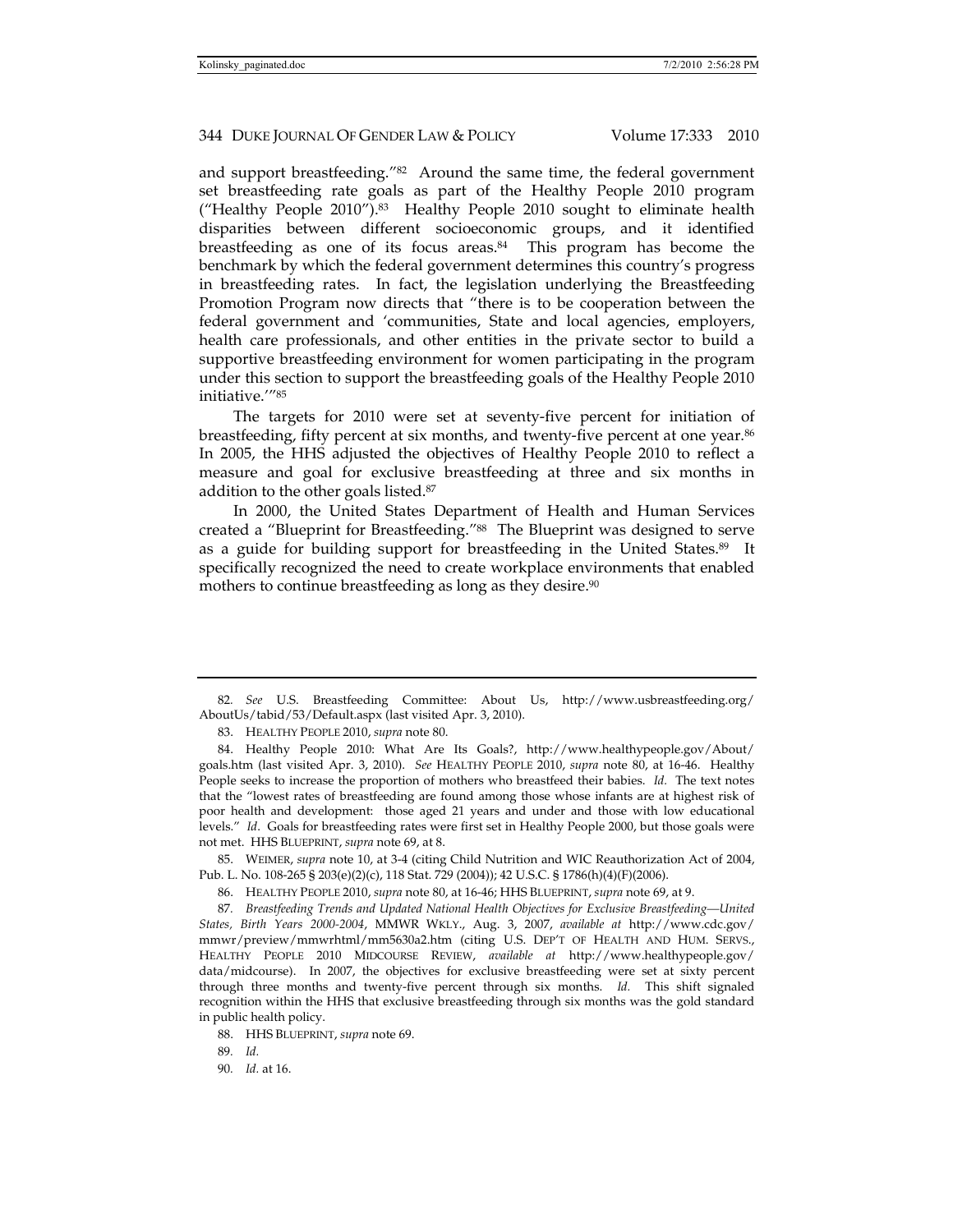and support breastfeeding."[82] Around the same time, the federal government set breastfeeding rate goals as part of the Healthy People 2010 program ("Healthy People 2010").[83] Healthy People 2010 sought to eliminate health disparities between different socioeconomic groups, and it identified breastfeeding as one of its focus areas.[84] This program has become the benchmark by which the federal government determines this country's progress in breastfeeding rates. In fact, the legislation underlying the Breastfeeding Promotion Program now directs that "there is to be cooperation between the federal government and 'communities, State and local agencies, employers, health care professionals, and other entities in the private sector to build a supportive breastfeeding environment for women participating in the program under this section to support the breastfeeding goals of the Healthy People 2010 initiative.'"[85]

The targets for 2010 were set at seventy-five percent for initiation of breastfeeding, fifty percent at six months, and twenty-five percent at one year.[86] In 2005, the HHS adjusted the objectives of Healthy People 2010 to reflect a measure and goal for exclusive breastfeeding at three and six months in addition to the other goals listed.[87]

In 2000, the United States Department of Health and Human Services created a "Blueprint for Breastfeeding."[88] The Blueprint was designed to serve as a guide for building support for breastfeeding in the United States.[89] It specifically recognized the need to create workplace environments that enabled mothers to continue breastfeeding as long as they desire.[90]

---

82. *See* U.S. Breastfeeding Committee: About Us, http://www.usbreastfeeding.org/AboutUs/tabid/53/Default.aspx (last visited Apr. 3, 2010).

83. HEALTHY PEOPLE 2010, *supra* note 80.

84. Healthy People 2010: What Are Its Goals?, http://www.healthypeople.gov/About/goals.htm (last visited Apr. 3, 2010). *See* HEALTHY PEOPLE 2010, *supra* note 80, at 16-46. Healthy People seeks to increase the proportion of mothers who breastfeed their babies. *Id.* The text notes that the "lowest rates of breastfeeding are found among those whose infants are at highest risk of poor health and development: those aged 21 years and under and those with low educational levels." *Id*. Goals for breastfeeding rates were first set in Healthy People 2000, but those goals were not met. HHS BLUEPRINT, *supra* note 69, at 8.

85. WEIMER, *supra* note 10, at 3-4 (citing Child Nutrition and WIC Reauthorization Act of 2004, Pub. L. No. 108-265 § 203(e)(2)(c), 118 Stat. 729 (2004)); 42 U.S.C. § 1786(h)(4)(F)(2006).

86. HEALTHY PEOPLE 2010, *supra* note 80, at 16-46; HHS BLUEPRINT, *supra* note 69, at 9.

87. *Breastfeeding Trends and Updated National Health Objectives for Exclusive Breastfeeding—United States, Birth Years 2000-2004*, MMWR WKLY., Aug. 3, 2007, *available at* http://www.cdc.gov/mmwr/preview/mmwrhtml/mm5630a2.htm (citing U.S. DEP'T OF HEALTH AND HUM. SERVS., HEALTHY PEOPLE 2010 MIDCOURSE REVIEW, *available at* http://www.healthypeople.gov/data/midcourse). In 2007, the objectives for exclusive breastfeeding were set at sixty percent through three months and twenty-five percent through six months. *Id.* This shift signaled recognition within the HHS that exclusive breastfeeding through six months was the gold standard in public health policy.

88. HHS BLUEPRINT, *supra* note 69.

89. *Id.*

90. *Id.* at 16.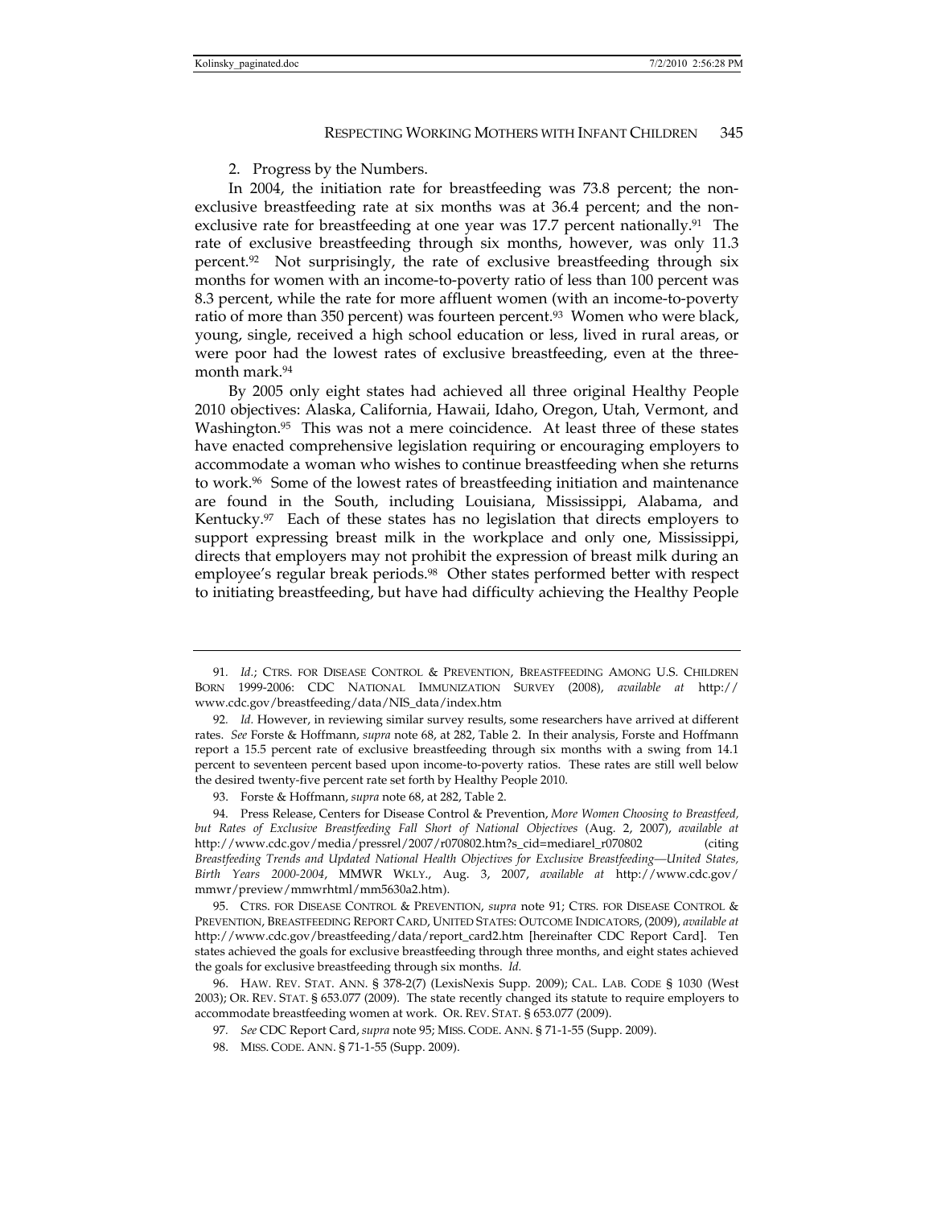2. Progress by the Numbers.

In 2004, the initiation rate for breastfeeding was 73.8 percent; the non-exclusive breastfeeding rate at six months was at 36.4 percent; and the non-exclusive rate for breastfeeding at one year was 17.7 percent nationally.[91] The rate of exclusive breastfeeding through six months, however, was only 11.3 percent.[92] Not surprisingly, the rate of exclusive breastfeeding through six months for women with an income-to-poverty ratio of less than 100 percent was 8.3 percent, while the rate for more affluent women (with an income-to-poverty ratio of more than 350 percent) was fourteen percent.[93] Women who were black, young, single, received a high school education or less, lived in rural areas, or were poor had the lowest rates of exclusive breastfeeding, even at the three-month mark.[94]

By 2005 only eight states had achieved all three original Healthy People 2010 objectives: Alaska, California, Hawaii, Idaho, Oregon, Utah, Vermont, and Washington.[95] This was not a mere coincidence. At least three of these states have enacted comprehensive legislation requiring or encouraging employers to accommodate a woman who wishes to continue breastfeeding when she returns to work.[96] Some of the lowest rates of breastfeeding initiation and maintenance are found in the South, including Louisiana, Mississippi, Alabama, and Kentucky.[97] Each of these states has no legislation that directs employers to support expressing breast milk in the workplace and only one, Mississippi, directs that employers may not prohibit the expression of breast milk during an employee's regular break periods.[98] Other states performed better with respect to initiating breastfeeding, but have had difficulty achieving the Healthy People

---

91. *Id.*; CTRS. FOR DISEASE CONTROL & PREVENTION, BREASTFEEDING AMONG U.S. CHILDREN BORN 1999-2006: CDC NATIONAL IMMUNIZATION SURVEY (2008), *available at* http://www.cdc.gov/breastfeeding/data/NIS_data/index.htm

92. *Id.* However, in reviewing similar survey results, some researchers have arrived at different rates. *See* Forste & Hoffmann, *supra* note 68, at 282, Table 2. In their analysis, Forste and Hoffmann report a 15.5 percent rate of exclusive breastfeeding through six months with a swing from 14.1 percent to seventeen percent based upon income-to-poverty ratios. These rates are still well below the desired twenty-five percent rate set forth by Healthy People 2010.

93. Forste & Hoffmann, *supra* note 68, at 282, Table 2.

94. Press Release, Centers for Disease Control & Prevention, *More Women Choosing to Breastfeed, but Rates of Exclusive Breastfeeding Fall Short of National Objectives* (Aug. 2, 2007), *available at* http://www.cdc.gov/media/pressrel/2007/r070802.htm?s_cid=mediarel_r070802 (citing *Breastfeeding Trends and Updated National Health Objectives for Exclusive Breastfeeding—United States, Birth Years 2000-2004*, MMWR WKLY., Aug. 3, 2007, *available at* http://www.cdc.gov/mmwr/preview/mmwrhtml/mm5630a2.htm).

95. CTRS. FOR DISEASE CONTROL & PREVENTION, *supra* note 91; CTRS. FOR DISEASE CONTROL & PREVENTION, BREASTFEEDING REPORT CARD, UNITED STATES: OUTCOME INDICATORS, (2009), *available at* http://www.cdc.gov/breastfeeding/data/report_card2.htm [hereinafter CDC Report Card]. Ten states achieved the goals for exclusive breastfeeding through three months, and eight states achieved the goals for exclusive breastfeeding through six months. *Id.*

96. HAW. REV. STAT. ANN. § 378-2(7) (LexisNexis Supp. 2009); CAL. LAB. CODE § 1030 (West 2003); OR. REV. STAT. § 653.077 (2009). The state recently changed its statute to require employers to accommodate breastfeeding women at work. OR. REV. STAT. § 653.077 (2009).

97. *See* CDC Report Card, *supra* note 95; MISS. CODE. ANN. § 71-1-55 (Supp. 2009).

98. MISS. CODE. ANN. § 71-1-55 (Supp. 2009).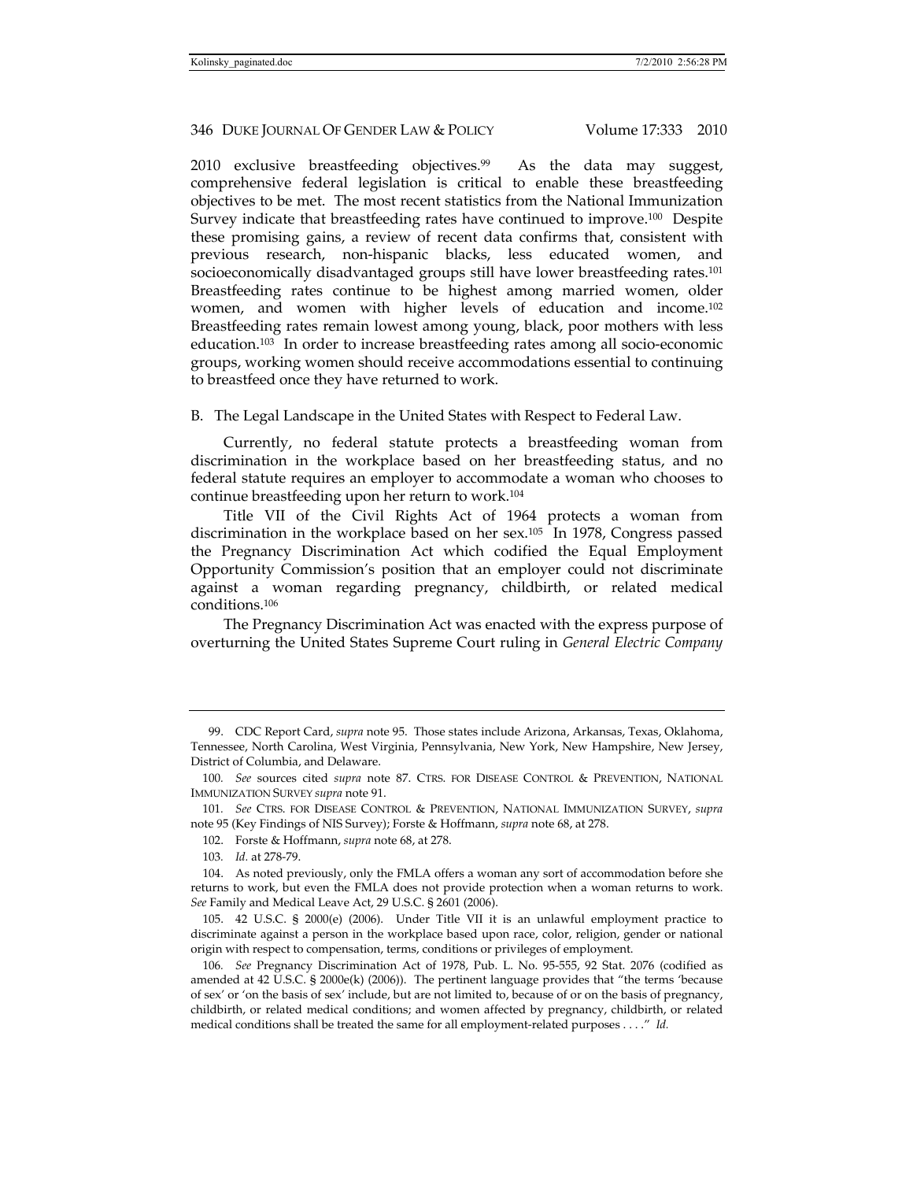2010 exclusive breastfeeding objectives.[99] As the data may suggest, comprehensive federal legislation is critical to enable these breastfeeding objectives to be met. The most recent statistics from the National Immunization Survey indicate that breastfeeding rates have continued to improve.[100] Despite these promising gains, a review of recent data confirms that, consistent with previous research, non-hispanic blacks, less educated women, and socioeconomically disadvantaged groups still have lower breastfeeding rates.[101] Breastfeeding rates continue to be highest among married women, older women, and women with higher levels of education and income.[102] Breastfeeding rates remain lowest among young, black, poor mothers with less education.[103] In order to increase breastfeeding rates among all socio-economic groups, working women should receive accommodations essential to continuing to breastfeed once they have returned to work.

B. The Legal Landscape in the United States with Respect to Federal Law.

Currently, no federal statute protects a breastfeeding woman from discrimination in the workplace based on her breastfeeding status, and no federal statute requires an employer to accommodate a woman who chooses to continue breastfeeding upon her return to work.[104]

Title VII of the Civil Rights Act of 1964 protects a woman from discrimination in the workplace based on her sex.[105] In 1978, Congress passed the Pregnancy Discrimination Act which codified the Equal Employment Opportunity Commission's position that an employer could not discriminate against a woman regarding pregnancy, childbirth, or related medical conditions.[106]

The Pregnancy Discrimination Act was enacted with the express purpose of overturning the United States Supreme Court ruling in *General Electric Company*

---

99. CDC Report Card, *supra* note 95. Those states include Arizona, Arkansas, Texas, Oklahoma, Tennessee, North Carolina, West Virginia, Pennsylvania, New York, New Hampshire, New Jersey, District of Columbia, and Delaware.

100. *See* sources cited *supra* note 87. CTRS. FOR DISEASE CONTROL & PREVENTION, NATIONAL IMMUNIZATION SURVEY *supra* note 91.

101. *See* CTRS. FOR DISEASE CONTROL & PREVENTION, NATIONAL IMMUNIZATION SURVEY, *supra* note 95 (Key Findings of NIS Survey); Forste & Hoffmann, *supra* note 68, at 278.

102. Forste & Hoffmann, *supra* note 68, at 278.

103. *Id.* at 278-79.

104. As noted previously, only the FMLA offers a woman any sort of accommodation before she returns to work, but even the FMLA does not provide protection when a woman returns to work. *See* Family and Medical Leave Act, 29 U.S.C. § 2601 (2006).

105. 42 U.S.C. § 2000(e) (2006). Under Title VII it is an unlawful employment practice to discriminate against a person in the workplace based upon race, color, religion, gender or national origin with respect to compensation, terms, conditions or privileges of employment.

106. *See* Pregnancy Discrimination Act of 1978, Pub. L. No. 95-555, 92 Stat. 2076 (codified as amended at 42 U.S.C. § 2000e(k) (2006)). The pertinent language provides that "the terms 'because of sex' or 'on the basis of sex' include, but are not limited to, because of or on the basis of pregnancy, childbirth, or related medical conditions; and women affected by pregnancy, childbirth, or related medical conditions shall be treated the same for all employment-related purposes . . . ." *Id.*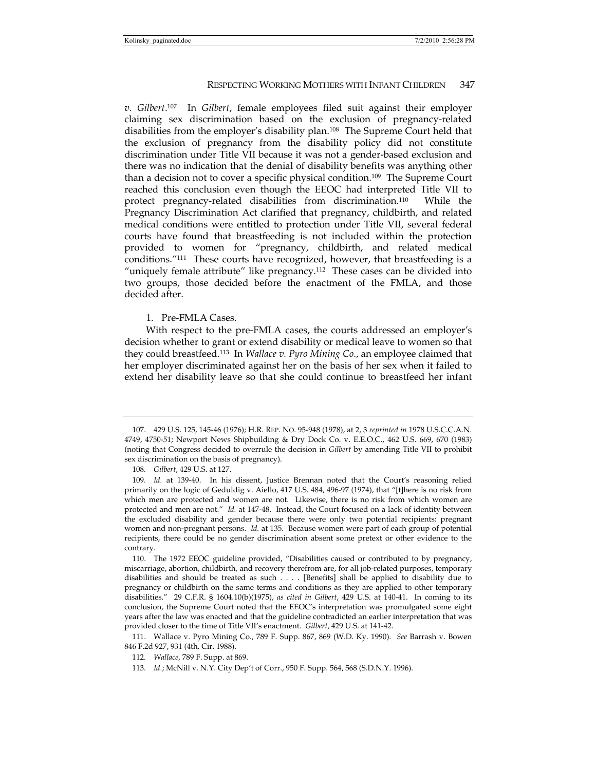*v. Gilbert*.[107] In *Gilbert*, female employees filed suit against their employer claiming sex discrimination based on the exclusion of pregnancy-related disabilities from the employer's disability plan.[108] The Supreme Court held that the exclusion of pregnancy from the disability policy did not constitute discrimination under Title VII because it was not a gender-based exclusion and there was no indication that the denial of disability benefits was anything other than a decision not to cover a specific physical condition.[109] The Supreme Court reached this conclusion even though the EEOC had interpreted Title VII to protect pregnancy-related disabilities from discrimination.[110] While the Pregnancy Discrimination Act clarified that pregnancy, childbirth, and related medical conditions were entitled to protection under Title VII, several federal courts have found that breastfeeding is not included within the protection provided to women for "pregnancy, childbirth, and related medical conditions."[111] These courts have recognized, however, that breastfeeding is a "uniquely female attribute" like pregnancy.[112] These cases can be divided into two groups, those decided before the enactment of the FMLA, and those decided after.

1. Pre-FMLA Cases.

With respect to the pre-FMLA cases, the courts addressed an employer's decision whether to grant or extend disability or medical leave to women so that they could breastfeed.[113] In *Wallace v. Pyro Mining Co.*, an employee claimed that her employer discriminated against her on the basis of her sex when it failed to extend her disability leave so that she could continue to breastfeed her infant

---

107. 429 U.S. 125, 145-46 (1976); H.R. REP. NO. 95-948 (1978), at 2, 3 *reprinted in* 1978 U.S.C.C.A.N. 4749, 4750-51; Newport News Shipbuilding & Dry Dock Co. v. E.E.O.C., 462 U.S. 669, 670 (1983) (noting that Congress decided to overrule the decision in *Gilbert* by amending Title VII to prohibit sex discrimination on the basis of pregnancy).

108. *Gilbert*, 429 U.S. at 127.

109. *Id.* at 139-40. In his dissent, Justice Brennan noted that the Court's reasoning relied primarily on the logic of Geduldig v. Aiello, 417 U.S. 484, 496-97 (1974), that "[t]here is no risk from which men are protected and women are not. Likewise, there is no risk from which women are protected and men are not." *Id.* at 147-48. Instead, the Court focused on a lack of identity between the excluded disability and gender because there were only two potential recipients: pregnant women and non-pregnant persons. *Id.* at 135. Because women were part of each group of potential recipients, there could be no gender discrimination absent some pretext or other evidence to the contrary.

110. The 1972 EEOC guideline provided, "Disabilities caused or contributed to by pregnancy, miscarriage, abortion, childbirth, and recovery therefrom are, for all job-related purposes, temporary disabilities and should be treated as such . . . . [Benefits] shall be applied to disability due to pregnancy or childbirth on the same terms and conditions as they are applied to other temporary disabilities." 29 C.F.R. § 1604.10(b)(1975), *as cited in Gilbert*, 429 U.S. at 140-41. In coming to its conclusion, the Supreme Court noted that the EEOC's interpretation was promulgated some eight years after the law was enacted and that the guideline contradicted an earlier interpretation that was provided closer to the time of Title VII's enactment. *Gilbert*, 429 U.S. at 141-42.

111. Wallace v. Pyro Mining Co., 789 F. Supp. 867, 869 (W.D. Ky. 1990). *See* Barrash v. Bowen 846 F.2d 927, 931 (4th. Cir. 1988).

112. *Wallace*, 789 F. Supp. at 869.

113. *Id.*; McNill v. N.Y. City Dep't of Corr., 950 F. Supp. 564, 568 (S.D.N.Y. 1996).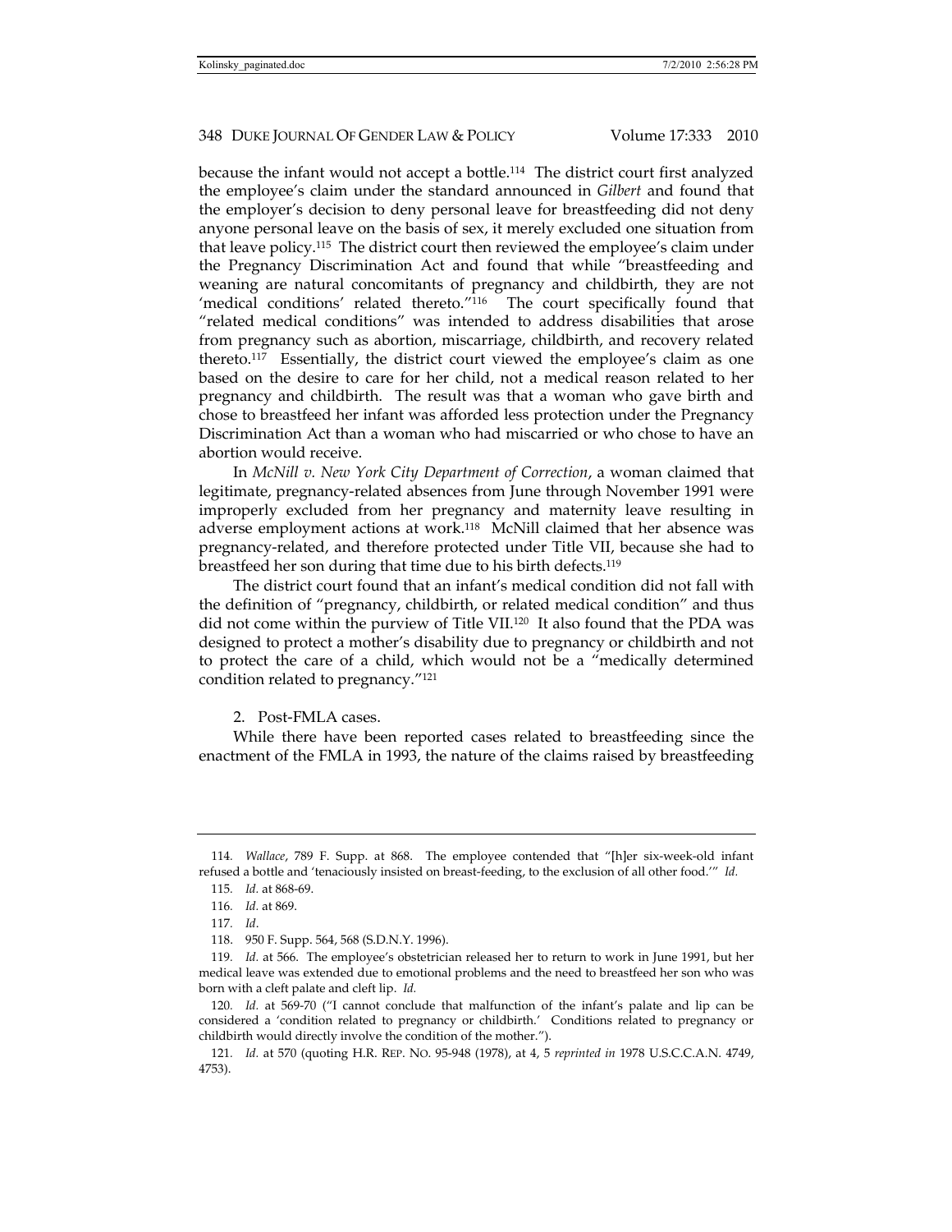because the infant would not accept a bottle.[114] The district court first analyzed the employee's claim under the standard announced in *Gilbert* and found that the employer's decision to deny personal leave for breastfeeding did not deny anyone personal leave on the basis of sex, it merely excluded one situation from that leave policy.[115] The district court then reviewed the employee's claim under the Pregnancy Discrimination Act and found that while "breastfeeding and weaning are natural concomitants of pregnancy and childbirth, they are not 'medical conditions' related thereto."[116] The court specifically found that "related medical conditions" was intended to address disabilities that arose from pregnancy such as abortion, miscarriage, childbirth, and recovery related thereto.[117] Essentially, the district court viewed the employee's claim as one based on the desire to care for her child, not a medical reason related to her pregnancy and childbirth. The result was that a woman who gave birth and chose to breastfeed her infant was afforded less protection under the Pregnancy Discrimination Act than a woman who had miscarried or who chose to have an abortion would receive.

In *McNill v. New York City Department of Correction*, a woman claimed that legitimate, pregnancy-related absences from June through November 1991 were improperly excluded from her pregnancy and maternity leave resulting in adverse employment actions at work.[118] McNill claimed that her absence was pregnancy-related, and therefore protected under Title VII, because she had to breastfeed her son during that time due to his birth defects.[119]

The district court found that an infant's medical condition did not fall with the definition of "pregnancy, childbirth, or related medical condition" and thus did not come within the purview of Title VII.[120] It also found that the PDA was designed to protect a mother's disability due to pregnancy or childbirth and not to protect the care of a child, which would not be a "medically determined condition related to pregnancy."[121]

2. Post-FMLA cases.

While there have been reported cases related to breastfeeding since the enactment of the FMLA in 1993, the nature of the claims raised by breastfeeding

---

114. *Wallace*, 789 F. Supp. at 868. The employee contended that "[h]er six-week-old infant refused a bottle and 'tenaciously insisted on breast-feeding, to the exclusion of all other food.'" *Id.*

115. *Id.* at 868-69.

116. *Id.* at 869.

117. *Id*.

118. 950 F. Supp. 564, 568 (S.D.N.Y. 1996).

119. *Id.* at 566. The employee's obstetrician released her to return to work in June 1991, but her medical leave was extended due to emotional problems and the need to breastfeed her son who was born with a cleft palate and cleft lip. *Id.*

120. *Id.* at 569-70 ("I cannot conclude that malfunction of the infant's palate and lip can be considered a 'condition related to pregnancy or childbirth.' Conditions related to pregnancy or childbirth would directly involve the condition of the mother.").

121. *Id.* at 570 (quoting H.R. REP. NO. 95-948 (1978), at 4, 5 *reprinted in* 1978 U.S.C.C.A.N. 4749, 4753).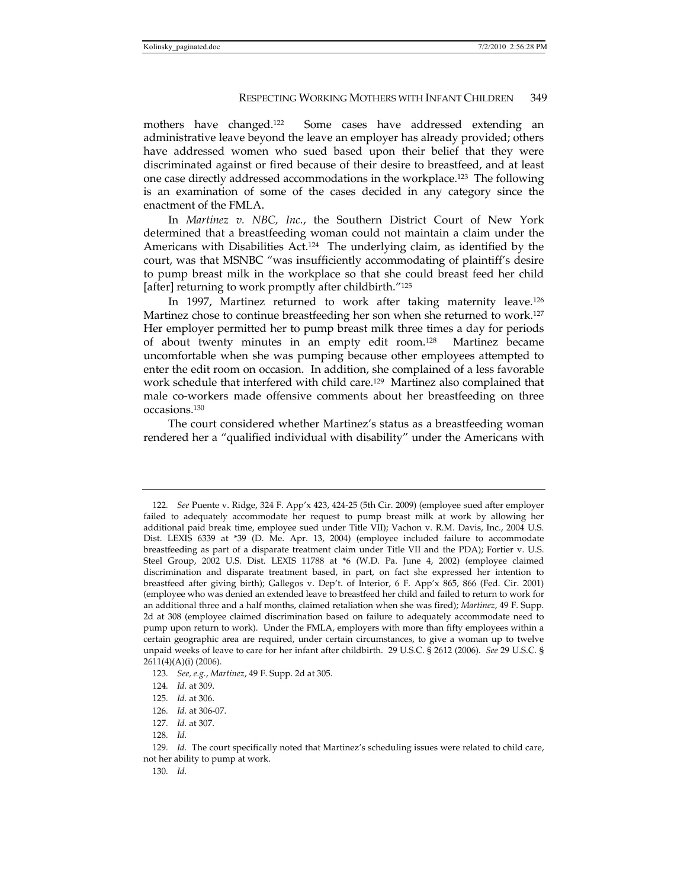mothers have changed.[122] Some cases have addressed extending an administrative leave beyond the leave an employer has already provided; others have addressed women who sued based upon their belief that they were discriminated against or fired because of their desire to breastfeed, and at least one case directly addressed accommodations in the workplace.[123] The following is an examination of some of the cases decided in any category since the enactment of the FMLA.

In *Martinez v. NBC, Inc.*, the Southern District Court of New York determined that a breastfeeding woman could not maintain a claim under the Americans with Disabilities Act.[124] The underlying claim, as identified by the court, was that MSNBC "was insufficiently accommodating of plaintiff's desire to pump breast milk in the workplace so that she could breast feed her child [after] returning to work promptly after childbirth."[125]

In 1997, Martinez returned to work after taking maternity leave.[126] Martinez chose to continue breastfeeding her son when she returned to work.[127] Her employer permitted her to pump breast milk three times a day for periods of about twenty minutes in an empty edit room.[128] Martinez became uncomfortable when she was pumping because other employees attempted to enter the edit room on occasion. In addition, she complained of a less favorable work schedule that interfered with child care.[129] Martinez also complained that male co-workers made offensive comments about her breastfeeding on three occasions.[130]

The court considered whether Martinez's status as a breastfeeding woman rendered her a "qualified individual with disability" under the Americans with

---

122. *See* Puente v. Ridge, 324 F. App'x 423, 424-25 (5th Cir. 2009) (employee sued after employer failed to adequately accommodate her request to pump breast milk at work by allowing her additional paid break time, employee sued under Title VII); Vachon v. R.M. Davis, Inc., 2004 U.S. Dist. LEXIS 6339 at *39 (D. Me. Apr. 13, 2004) (employee included failure to accommodate breastfeeding as part of a disparate treatment claim under Title VII and the PDA); Fortier v. U.S. Steel Group, 2002 U.S. Dist. LEXIS 11788 at *6 (W.D. Pa. June 4, 2002) (employee claimed discrimination and disparate treatment based, in part, on fact she expressed her intention to breastfeed after giving birth); Gallegos v. Dep't. of Interior, 6 F. App'x 865, 866 (Fed. Cir. 2001) (employee who was denied an extended leave to breastfeed her child and failed to return to work for an additional three and a half months, claimed retaliation when she was fired); *Martinez*, 49 F. Supp. 2d at 308 (employee claimed discrimination based on failure to adequately accommodate need to pump upon return to work). Under the FMLA, employers with more than fifty employees within a certain geographic area are required, under certain circumstances, to give a woman up to twelve unpaid weeks of leave to care for her infant after childbirth. 29 U.S.C. § 2612 (2006). *See* 29 U.S.C. § 2611(4)(A)(i) (2006).

123. *See, e.g.*, *Martinez*, 49 F. Supp. 2d at 305.

124. *Id.* at 309.

125. *Id.* at 306.

126. *Id.* at 306-07.

127. *Id.* at 307.

128. *Id.*

129. *Id.* The court specifically noted that Martinez's scheduling issues were related to child care, not her ability to pump at work.

130. *Id.*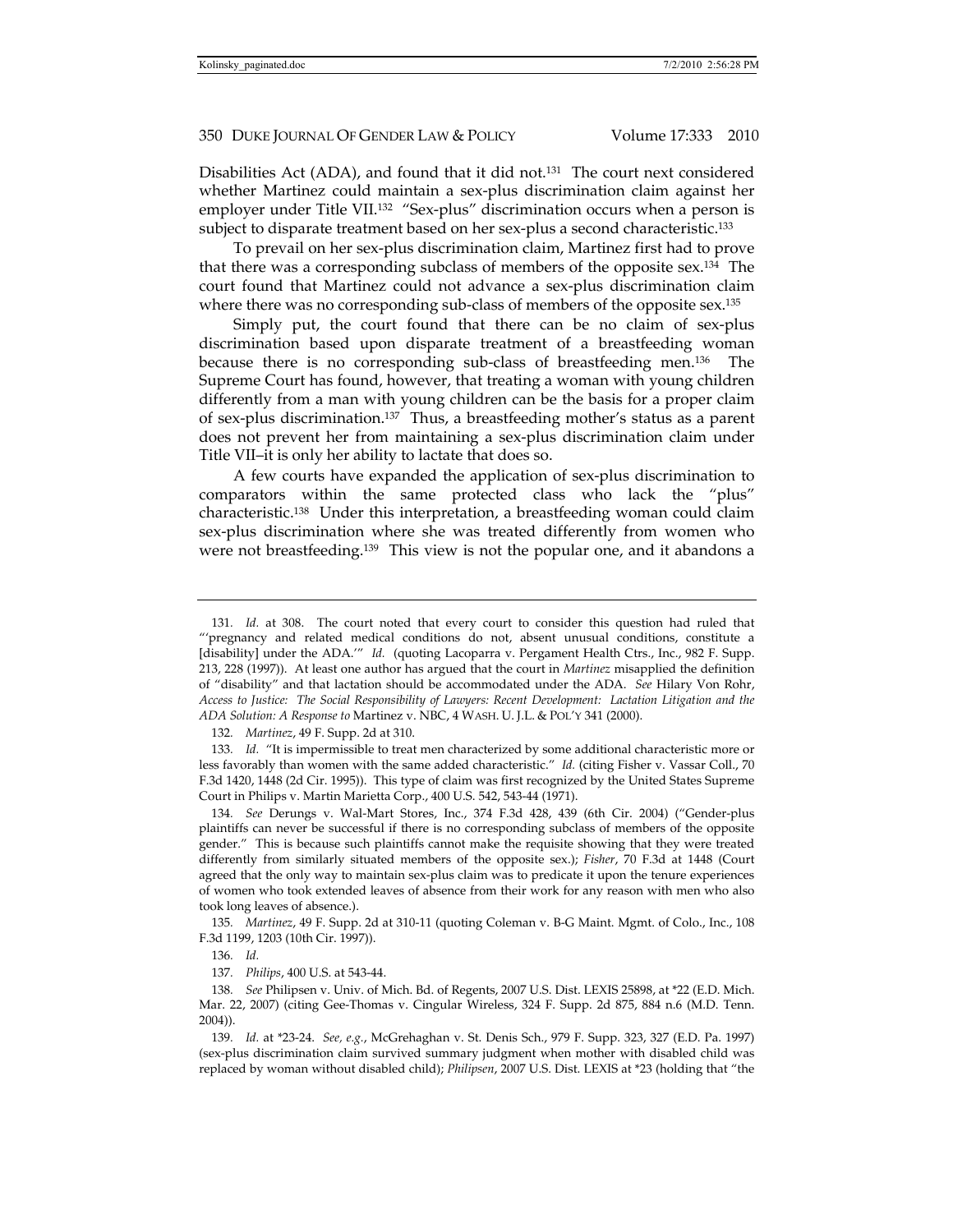Disabilities Act (ADA), and found that it did not.[131] The court next considered whether Martinez could maintain a sex-plus discrimination claim against her employer under Title VII.[132] "Sex-plus" discrimination occurs when a person is subject to disparate treatment based on her sex-plus a second characteristic.[133]

To prevail on her sex-plus discrimination claim, Martinez first had to prove that there was a corresponding subclass of members of the opposite sex.[134] The court found that Martinez could not advance a sex-plus discrimination claim where there was no corresponding sub-class of members of the opposite sex.[135]

Simply put, the court found that there can be no claim of sex-plus discrimination based upon disparate treatment of a breastfeeding woman because there is no corresponding sub-class of breastfeeding men.[136] The Supreme Court has found, however, that treating a woman with young children differently from a man with young children can be the basis for a proper claim of sex-plus discrimination.[137] Thus, a breastfeeding mother's status as a parent does not prevent her from maintaining a sex-plus discrimination claim under Title VII–it is only her ability to lactate that does so.

A few courts have expanded the application of sex-plus discrimination to comparators within the same protected class who lack the "plus" characteristic.[138] Under this interpretation, a breastfeeding woman could claim sex-plus discrimination where she was treated differently from women who were not breastfeeding.[139] This view is not the popular one, and it abandons a

---

131. *Id.* at 308. The court noted that every court to consider this question had ruled that "'pregnancy and related medical conditions do not, absent unusual conditions, constitute a [disability] under the ADA.'" *Id.* (quoting Lacoparra v. Pergament Health Ctrs., Inc., 982 F. Supp. 213, 228 (1997)). At least one author has argued that the court in *Martinez* misapplied the definition of "disability" and that lactation should be accommodated under the ADA. *See* Hilary Von Rohr, *Access to Justice: The Social Responsibility of Lawyers: Recent Development: Lactation Litigation and the ADA Solution: A Response to* Martinez v. NBC, 4 WASH. U. J.L. & POL'Y 341 (2000).

132. *Martinez*, 49 F. Supp. 2d at 310.

133. *Id.* "It is impermissible to treat men characterized by some additional characteristic more or less favorably than women with the same added characteristic." *Id.* (citing Fisher v. Vassar Coll., 70 F.3d 1420, 1448 (2d Cir. 1995)). This type of claim was first recognized by the United States Supreme Court in Philips v. Martin Marietta Corp., 400 U.S. 542, 543-44 (1971).

134. *See* Derungs v. Wal-Mart Stores, Inc., 374 F.3d 428, 439 (6th Cir. 2004) ("Gender-plus plaintiffs can never be successful if there is no corresponding subclass of members of the opposite gender." This is because such plaintiffs cannot make the requisite showing that they were treated differently from similarly situated members of the opposite sex.); *Fisher*, 70 F.3d at 1448 (Court agreed that the only way to maintain sex-plus claim was to predicate it upon the tenure experiences of women who took extended leaves of absence from their work for any reason with men who also took long leaves of absence.).

135. *Martinez*, 49 F. Supp. 2d at 310-11 (quoting Coleman v. B-G Maint. Mgmt. of Colo., Inc., 108 F.3d 1199, 1203 (10th Cir. 1997)).

136. *Id.*

137. *Philips*, 400 U.S. at 543-44.

138. *See* Philipsen v. Univ. of Mich. Bd. of Regents, 2007 U.S. Dist. LEXIS 25898, at *22 (E.D. Mich. Mar. 22, 2007) (citing Gee-Thomas v. Cingular Wireless, 324 F. Supp. 2d 875, 884 n.6 (M.D. Tenn. 2004)).

139. *Id.* at *23-24. *See, e.g.*, McGrehaghan v. St. Denis Sch., 979 F. Supp. 323, 327 (E.D. Pa. 1997) (sex-plus discrimination claim survived summary judgment when mother with disabled child was replaced by woman without disabled child); *Philipsen*, 2007 U.S. Dist. LEXIS at *23 (holding that "the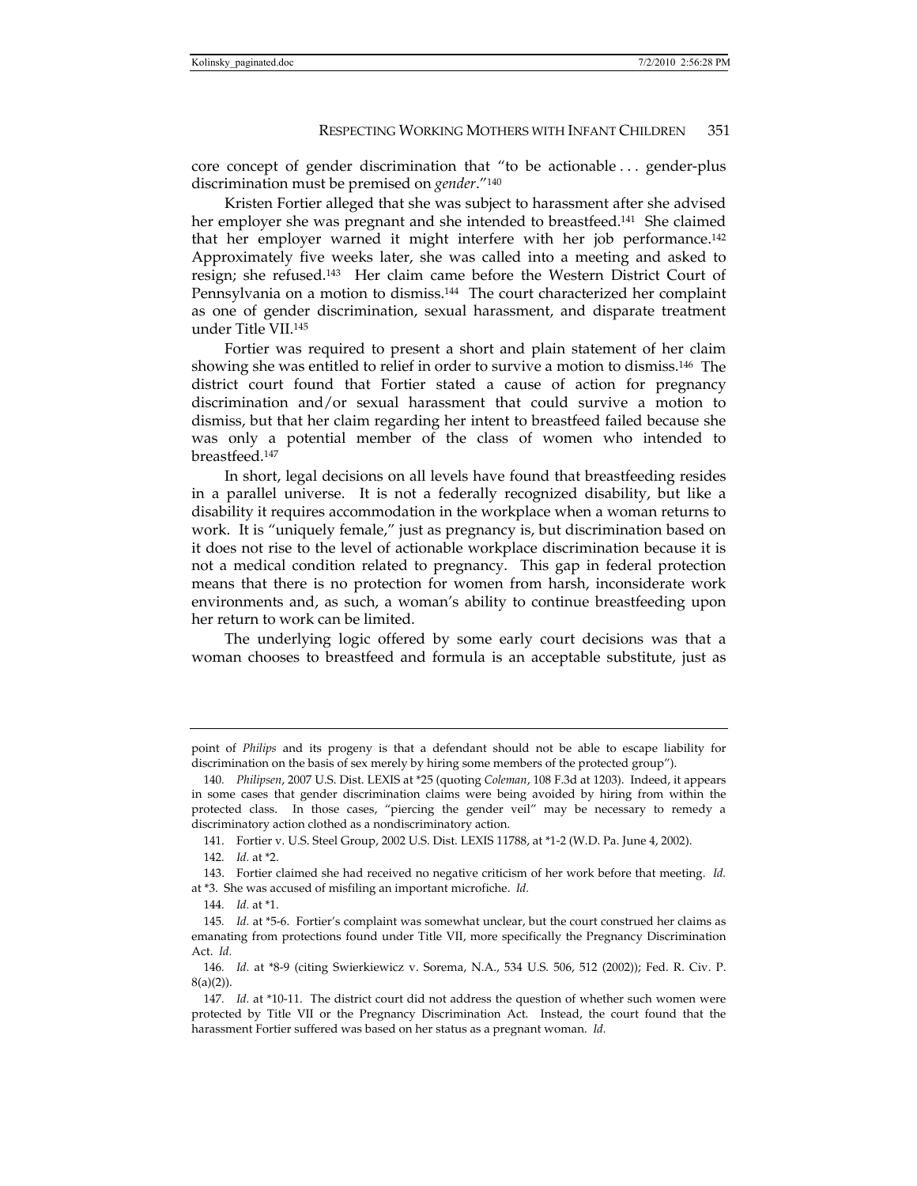core concept of gender discrimination that "to be actionable . . . gender-plus discrimination must be premised on *gender*."[140]

Kristen Fortier alleged that she was subject to harassment after she advised her employer she was pregnant and she intended to breastfeed.[141] She claimed that her employer warned it might interfere with her job performance.[142] Approximately five weeks later, she was called into a meeting and asked to resign; she refused.[143] Her claim came before the Western District Court of Pennsylvania on a motion to dismiss.[144] The court characterized her complaint as one of gender discrimination, sexual harassment, and disparate treatment under Title VII.[145]

Fortier was required to present a short and plain statement of her claim showing she was entitled to relief in order to survive a motion to dismiss.[146] The district court found that Fortier stated a cause of action for pregnancy discrimination and/or sexual harassment that could survive a motion to dismiss, but that her claim regarding her intent to breastfeed failed because she was only a potential member of the class of women who intended to breastfeed.[147]

In short, legal decisions on all levels have found that breastfeeding resides in a parallel universe. It is not a federally recognized disability, but like a disability it requires accommodation in the workplace when a woman returns to work. It is "uniquely female," just as pregnancy is, but discrimination based on it does not rise to the level of actionable workplace discrimination because it is not a medical condition related to pregnancy. This gap in federal protection means that there is no protection for women from harsh, inconsiderate work environments and, as such, a woman's ability to continue breastfeeding upon her return to work can be limited.

The underlying logic offered by some early court decisions was that a woman chooses to breastfeed and formula is an acceptable substitute, just as

---

point of *Philips* and its progeny is that a defendant should not be able to escape liability for discrimination on the basis of sex merely by hiring some members of the protected group").

140. *Philipsen*, 2007 U.S. Dist. LEXIS at *25 (quoting *Coleman*, 108 F.3d at 1203). Indeed, it appears in some cases that gender discrimination claims were being avoided by hiring from within the protected class. In those cases, "piercing the gender veil" may be necessary to remedy a discriminatory action clothed as a nondiscriminatory action.

141. Fortier v. U.S. Steel Group, 2002 U.S. Dist. LEXIS 11788, at *1-2 (W.D. Pa. June 4, 2002).

142. *Id.* at *2.

143. Fortier claimed she had received no negative criticism of her work before that meeting. *Id.* at *3. She was accused of misfiling an important microfiche. *Id.*

144. *Id.* at *1.

145. *Id.* at *5-6. Fortier's complaint was somewhat unclear, but the court construed her claims as emanating from protections found under Title VII, more specifically the Pregnancy Discrimination Act. *Id.*

146. *Id.* at *8-9 (citing Swierkiewicz v. Sorema, N.A., 534 U.S. 506, 512 (2002)); Fed. R. Civ. P. 8(a)(2)).

147. *Id.* at *10-11. The district court did not address the question of whether such women were protected by Title VII or the Pregnancy Discrimination Act. Instead, the court found that the harassment Fortier suffered was based on her status as a pregnant woman. *Id.*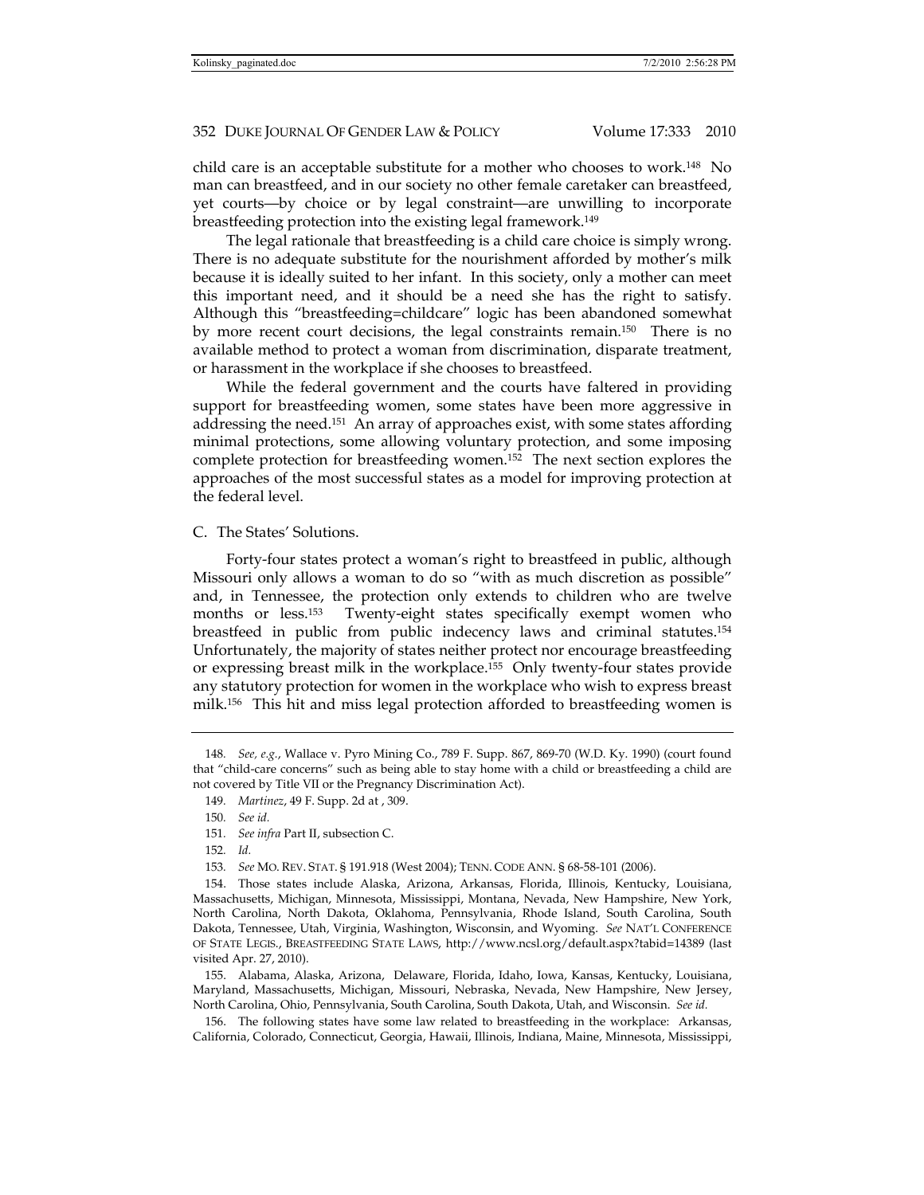child care is an acceptable substitute for a mother who chooses to work.[148] No man can breastfeed, and in our society no other female caretaker can breastfeed, yet courts—by choice or by legal constraint—are unwilling to incorporate breastfeeding protection into the existing legal framework.[149]

The legal rationale that breastfeeding is a child care choice is simply wrong. There is no adequate substitute for the nourishment afforded by mother's milk because it is ideally suited to her infant. In this society, only a mother can meet this important need, and it should be a need she has the right to satisfy. Although this "breastfeeding=childcare" logic has been abandoned somewhat by more recent court decisions, the legal constraints remain.[150] There is no available method to protect a woman from discrimination, disparate treatment, or harassment in the workplace if she chooses to breastfeed.

While the federal government and the courts have faltered in providing support for breastfeeding women, some states have been more aggressive in addressing the need.[151] An array of approaches exist, with some states affording minimal protections, some allowing voluntary protection, and some imposing complete protection for breastfeeding women.[152] The next section explores the approaches of the most successful states as a model for improving protection at the federal level.

## C. The States' Solutions.

Forty-four states protect a woman's right to breastfeed in public, although Missouri only allows a woman to do so "with as much discretion as possible" and, in Tennessee, the protection only extends to children who are twelve months or less.[153] Twenty-eight states specifically exempt women who breastfeed in public from public indecency laws and criminal statutes.[154] Unfortunately, the majority of states neither protect nor encourage breastfeeding or expressing breast milk in the workplace.[155] Only twenty-four states provide any statutory protection for women in the workplace who wish to express breast milk.[156] This hit and miss legal protection afforded to breastfeeding women is

---

148. *See, e.g.*, Wallace v. Pyro Mining Co., 789 F. Supp. 867, 869-70 (W.D. Ky. 1990) (court found that "child-care concerns" such as being able to stay home with a child or breastfeeding a child are not covered by Title VII or the Pregnancy Discrimination Act).

149. *Martinez*, 49 F. Supp. 2d at , 309.

150. *See id.*

151. *See infra* Part II, subsection C.

152. *Id.*

153. *See* MO. REV. STAT. § 191.918 (West 2004); TENN. CODE ANN. § 68-58-101 (2006).

154. Those states include Alaska, Arizona, Arkansas, Florida, Illinois, Kentucky, Louisiana, Massachusetts, Michigan, Minnesota, Mississippi, Montana, Nevada, New Hampshire, New York, North Carolina, North Dakota, Oklahoma, Pennsylvania, Rhode Island, South Carolina, South Dakota, Tennessee, Utah, Virginia, Washington, Wisconsin, and Wyoming. *See* NAT'L CONFERENCE OF STATE LEGIS., BREASTFEEDING STATE LAWS, http://www.ncsl.org/default.aspx?tabid=14389 (last visited Apr. 27, 2010).

155. Alabama, Alaska, Arizona, Delaware, Florida, Idaho, Iowa, Kansas, Kentucky, Louisiana, Maryland, Massachusetts, Michigan, Missouri, Nebraska, Nevada, New Hampshire, New Jersey, North Carolina, Ohio, Pennsylvania, South Carolina, South Dakota, Utah, and Wisconsin. *See id.*

156. The following states have some law related to breastfeeding in the workplace: Arkansas, California, Colorado, Connecticut, Georgia, Hawaii, Illinois, Indiana, Maine, Minnesota, Mississippi,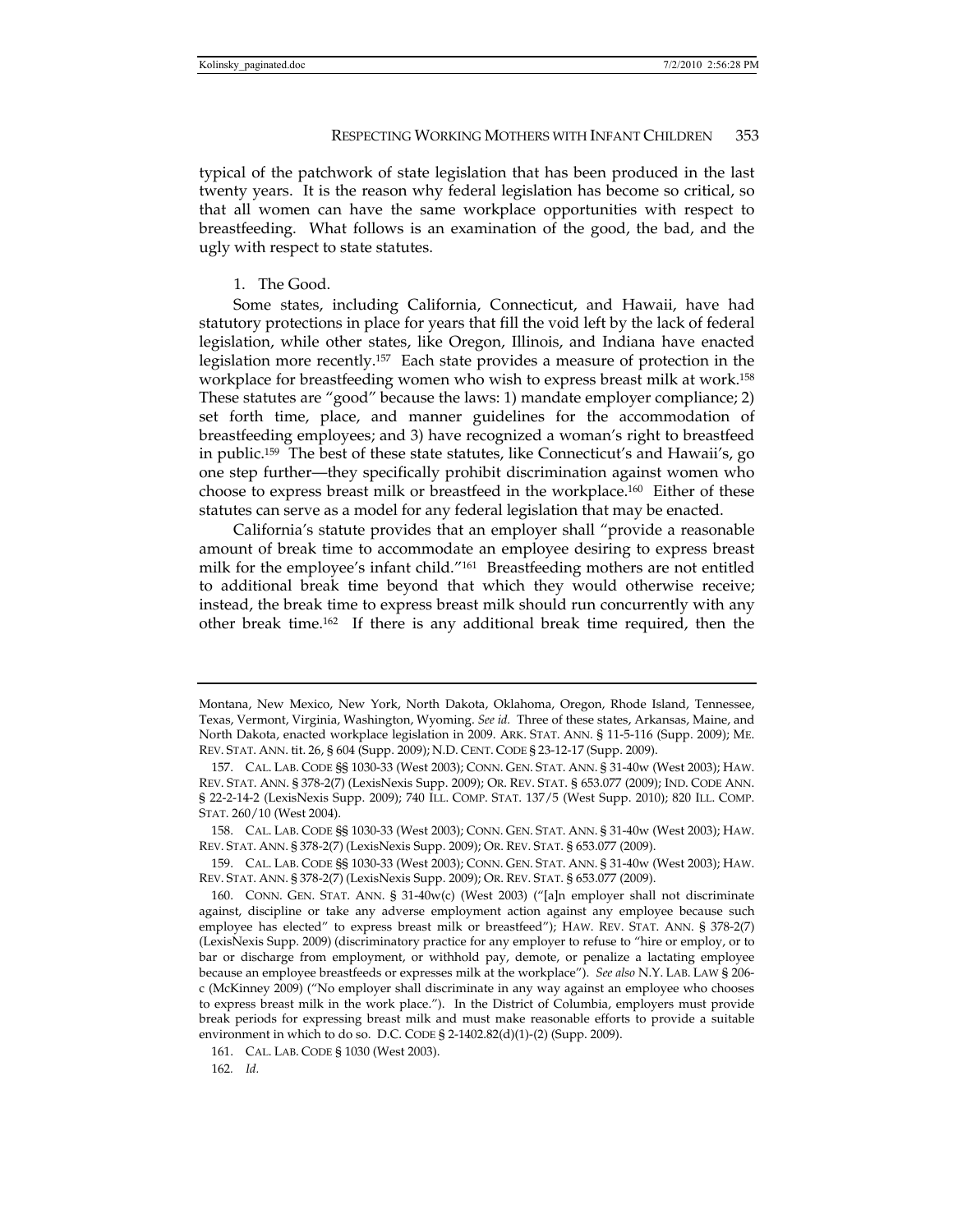typical of the patchwork of state legislation that has been produced in the last twenty years. It is the reason why federal legislation has become so critical, so that all women can have the same workplace opportunities with respect to breastfeeding. What follows is an examination of the good, the bad, and the ugly with respect to state statutes.

1. The Good.

Some states, including California, Connecticut, and Hawaii, have had statutory protections in place for years that fill the void left by the lack of federal legislation, while other states, like Oregon, Illinois, and Indiana have enacted legislation more recently.[157] Each state provides a measure of protection in the workplace for breastfeeding women who wish to express breast milk at work.[158] These statutes are "good" because the laws: 1) mandate employer compliance; 2) set forth time, place, and manner guidelines for the accommodation of breastfeeding employees; and 3) have recognized a woman's right to breastfeed in public.[159] The best of these state statutes, like Connecticut's and Hawaii's, go one step further—they specifically prohibit discrimination against women who choose to express breast milk or breastfeed in the workplace.[160] Either of these statutes can serve as a model for any federal legislation that may be enacted.

California's statute provides that an employer shall "provide a reasonable amount of break time to accommodate an employee desiring to express breast milk for the employee's infant child."[161] Breastfeeding mothers are not entitled to additional break time beyond that which they would otherwise receive; instead, the break time to express breast milk should run concurrently with any other break time.[162] If there is any additional break time required, then the

---

Montana, New Mexico, New York, North Dakota, Oklahoma, Oregon, Rhode Island, Tennessee, Texas, Vermont, Virginia, Washington, Wyoming. *See id.* Three of these states, Arkansas, Maine, and North Dakota, enacted workplace legislation in 2009. ARK. STAT. ANN. § 11-5-116 (Supp. 2009); ME. REV. STAT. ANN. tit. 26, § 604 (Supp. 2009); N.D. CENT. CODE § 23-12-17 (Supp. 2009).

157. CAL. LAB. CODE §§ 1030-33 (West 2003); CONN. GEN. STAT. ANN. § 31-40w (West 2003); HAW. REV. STAT. ANN. § 378-2(7) (LexisNexis Supp. 2009); OR. REV. STAT. § 653.077 (2009); IND. CODE ANN. § 22-2-14-2 (LexisNexis Supp. 2009); 740 ILL. COMP. STAT. 137/5 (West Supp. 2010); 820 ILL. COMP. STAT. 260/10 (West 2004).

158. CAL. LAB. CODE §§ 1030-33 (West 2003); CONN. GEN. STAT. ANN. § 31-40w (West 2003); HAW. REV. STAT. ANN. § 378-2(7) (LexisNexis Supp. 2009); OR. REV. STAT. § 653.077 (2009).

159. CAL. LAB. CODE §§ 1030-33 (West 2003); CONN. GEN. STAT. ANN. § 31-40w (West 2003); HAW. REV. STAT. ANN. § 378-2(7) (LexisNexis Supp. 2009); OR. REV. STAT. § 653.077 (2009).

160. CONN. GEN. STAT. ANN. § 31-40w(c) (West 2003) ("[a]n employer shall not discriminate against, discipline or take any adverse employment action against any employee because such employee has elected" to express breast milk or breastfeed"); HAW. REV. STAT. ANN. § 378-2(7) (LexisNexis Supp. 2009) (discriminatory practice for any employer to refuse to "hire or employ, or to bar or discharge from employment, or withhold pay, demote, or penalize a lactating employee because an employee breastfeeds or expresses milk at the workplace"). *See also* N.Y. LAB. LAW § 206-c (McKinney 2009) ("No employer shall discriminate in any way against an employee who chooses to express breast milk in the work place."). In the District of Columbia, employers must provide break periods for expressing breast milk and must make reasonable efforts to provide a suitable environment in which to do so. D.C. CODE § 2-1402.82(d)(1)-(2) (Supp. 2009).

161. CAL. LAB. CODE § 1030 (West 2003).

162. *Id.*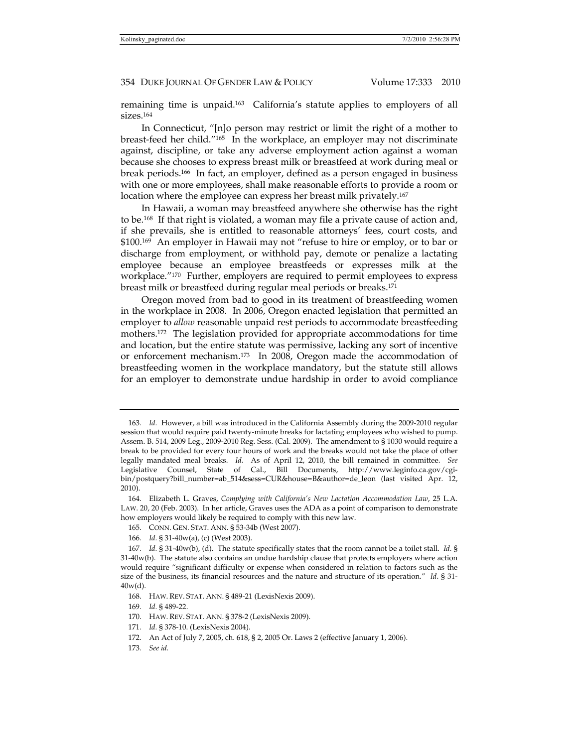remaining time is unpaid.[163] California's statute applies to employers of all sizes.[164]

In Connecticut, "[n]o person may restrict or limit the right of a mother to breast-feed her child."[165] In the workplace, an employer may not discriminate against, discipline, or take any adverse employment action against a woman because she chooses to express breast milk or breastfeed at work during meal or break periods.[166] In fact, an employer, defined as a person engaged in business with one or more employees, shall make reasonable efforts to provide a room or location where the employee can express her breast milk privately.[167]

In Hawaii, a woman may breastfeed anywhere she otherwise has the right to be.[168] If that right is violated, a woman may file a private cause of action and, if she prevails, she is entitled to reasonable attorneys' fees, court costs, and $100.[169] An employer in Hawaii may not "refuse to hire or employ, or to bar or discharge from employment, or withhold pay, demote or penalize a lactating employee because an employee breastfeeds or expresses milk at the workplace."[170] Further, employers are required to permit employees to express breast milk or breastfeed during regular meal periods or breaks.[171]

Oregon moved from bad to good in its treatment of breastfeeding women in the workplace in 2008. In 2006, Oregon enacted legislation that permitted an employer to *allow* reasonable unpaid rest periods to accommodate breastfeeding mothers.[172] The legislation provided for appropriate accommodations for time and location, but the entire statute was permissive, lacking any sort of incentive or enforcement mechanism.[173] In 2008, Oregon made the accommodation of breastfeeding women in the workplace mandatory, but the statute still allows for an employer to demonstrate undue hardship in order to avoid compliance

---

163. *Id.* However, a bill was introduced in the California Assembly during the 2009-2010 regular session that would require paid twenty-minute breaks for lactating employees who wished to pump. Assem. B. 514, 2009 Leg., 2009-2010 Reg. Sess. (Cal. 2009). The amendment to § 1030 would require a break to be provided for every four hours of work and the breaks would not take the place of other legally mandated meal breaks. *Id.* As of April 12, 2010, the bill remained in committee. *See* Legislative Counsel, State of Cal., Bill Documents, http://www.leginfo.ca.gov/cgi-bin/postquery?bill_number=ab_514&sess=CUR&house=B&author=de_leon (last visited Apr. 12, 2010).

164. Elizabeth L. Graves, *Complying with California's New Lactation Accommodation Law*, 25 L.A. LAW. 20, 20 (Feb. 2003). In her article, Graves uses the ADA as a point of comparison to demonstrate how employers would likely be required to comply with this new law.

165. CONN. GEN. STAT. ANN. § 53-34b (West 2007).

166. *Id.* § 31-40w(a), (c) (West 2003).

167. *Id.* § 31-40w(b), (d). The statute specifically states that the room cannot be a toilet stall. *Id.* § 31-40w(b). The statute also contains an undue hardship clause that protects employers where action would require "significant difficulty or expense when considered in relation to factors such as the size of the business, its financial resources and the nature and structure of its operation." *Id.* § 31-40w(d).

168. HAW. REV. STAT. ANN. § 489-21 (LexisNexis 2009).

169. *Id.* § 489-22.

170. HAW. REV. STAT. ANN. § 378-2 (LexisNexis 2009).

171. *Id.* § 378-10. (LexisNexis 2004).

172. An Act of July 7, 2005, ch. 618, § 2, 2005 Or. Laws 2 (effective January 1, 2006).

173. *See id.*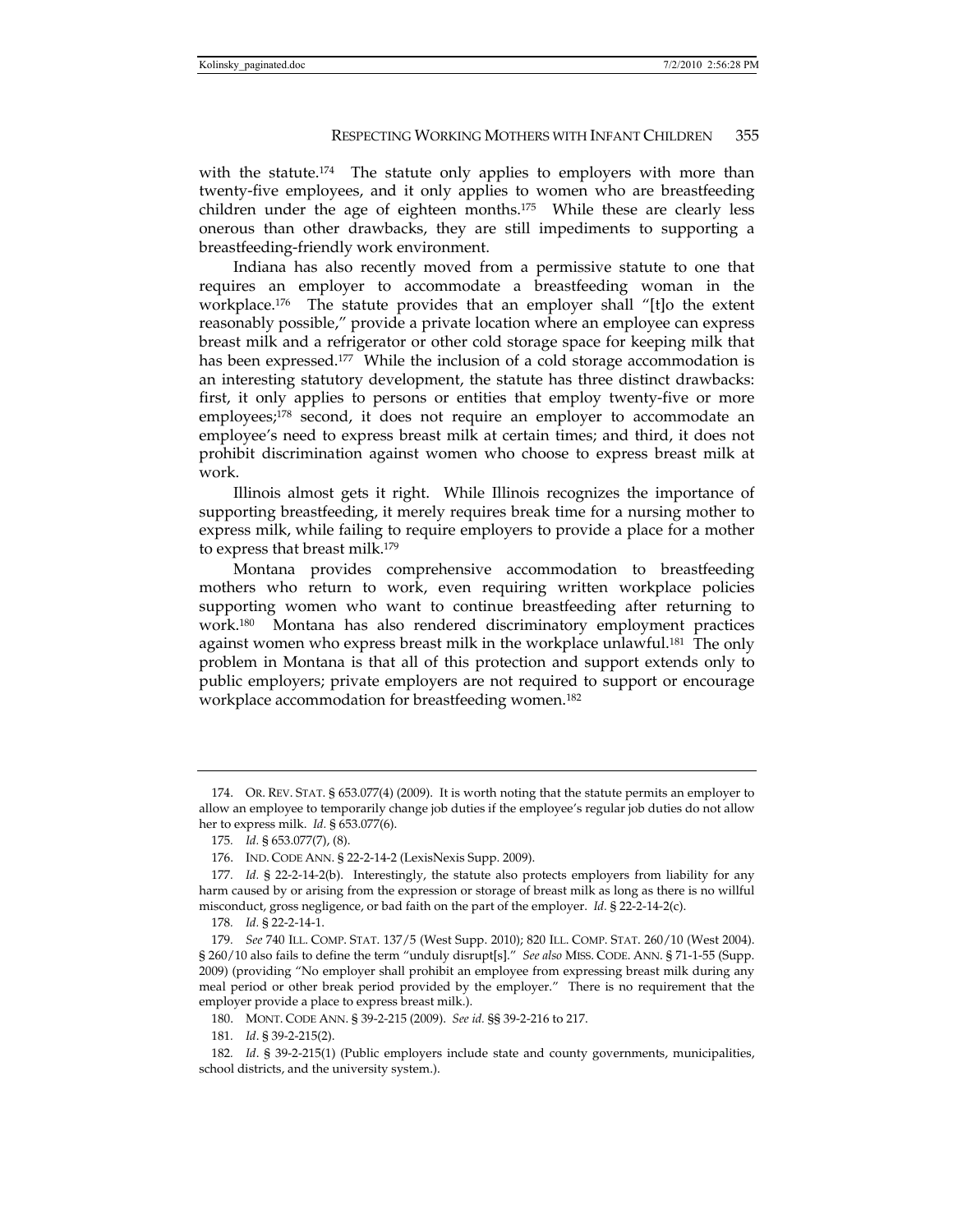with the statute.[174] The statute only applies to employers with more than twenty-five employees, and it only applies to women who are breastfeeding children under the age of eighteen months.[175] While these are clearly less onerous than other drawbacks, they are still impediments to supporting a breastfeeding-friendly work environment.

Indiana has also recently moved from a permissive statute to one that requires an employer to accommodate a breastfeeding woman in the workplace.[176] The statute provides that an employer shall "[t]o the extent reasonably possible," provide a private location where an employee can express breast milk and a refrigerator or other cold storage space for keeping milk that has been expressed.[177] While the inclusion of a cold storage accommodation is an interesting statutory development, the statute has three distinct drawbacks: first, it only applies to persons or entities that employ twenty-five or more employees;[178] second, it does not require an employer to accommodate an employee's need to express breast milk at certain times; and third, it does not prohibit discrimination against women who choose to express breast milk at work.

Illinois almost gets it right. While Illinois recognizes the importance of supporting breastfeeding, it merely requires break time for a nursing mother to express milk, while failing to require employers to provide a place for a mother to express that breast milk.[179]

Montana provides comprehensive accommodation to breastfeeding mothers who return to work, even requiring written workplace policies supporting women who want to continue breastfeeding after returning to work.[180] Montana has also rendered discriminatory employment practices against women who express breast milk in the workplace unlawful.[181] The only problem in Montana is that all of this protection and support extends only to public employers; private employers are not required to support or encourage workplace accommodation for breastfeeding women.[182]

---

174. OR. REV. STAT. § 653.077(4) (2009). It is worth noting that the statute permits an employer to allow an employee to temporarily change job duties if the employee's regular job duties do not allow her to express milk. *Id.* § 653.077(6).

175. *Id.* § 653.077(7), (8).

176. IND. CODE ANN. § 22-2-14-2 (LexisNexis Supp. 2009).

177. *Id.* § 22-2-14-2(b). Interestingly, the statute also protects employers from liability for any harm caused by or arising from the expression or storage of breast milk as long as there is no willful misconduct, gross negligence, or bad faith on the part of the employer. *Id.* § 22-2-14-2(c).

178. *Id.* § 22-2-14-1.

179. *See* 740 ILL. COMP. STAT. 137/5 (West Supp. 2010); 820 ILL. COMP. STAT. 260/10 (West 2004). § 260/10 also fails to define the term "unduly disrupt[s]." *See also* MISS. CODE. ANN. § 71-1-55 (Supp. 2009) (providing "No employer shall prohibit an employee from expressing breast milk during any meal period or other break period provided by the employer." There is no requirement that the employer provide a place to express breast milk.).

180. MONT. CODE ANN. § 39-2-215 (2009). *See id.* §§ 39-2-216 to 217.

181. *Id*. § 39-2-215(2).

182. *Id*. § 39-2-215(1) (Public employers include state and county governments, municipalities, school districts, and the university system.).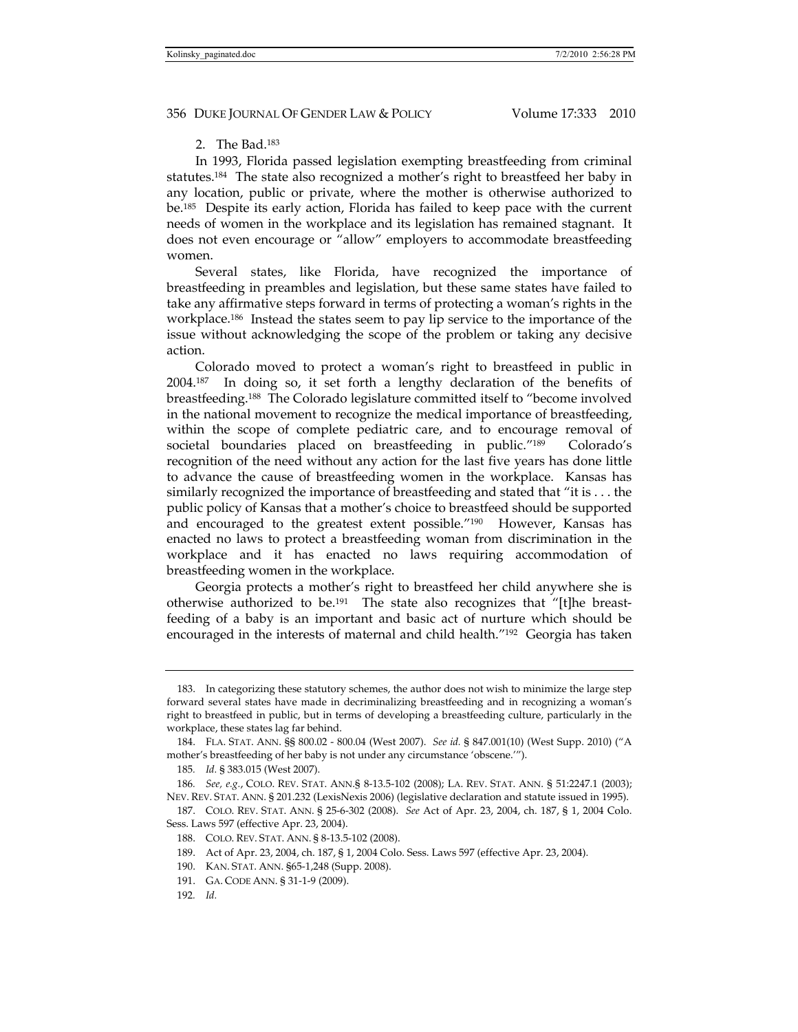2. The Bad.[183]

In 1993, Florida passed legislation exempting breastfeeding from criminal statutes.[184] The state also recognized a mother's right to breastfeed her baby in any location, public or private, where the mother is otherwise authorized to be.[185] Despite its early action, Florida has failed to keep pace with the current needs of women in the workplace and its legislation has remained stagnant. It does not even encourage or "allow" employers to accommodate breastfeeding women.

Several states, like Florida, have recognized the importance of breastfeeding in preambles and legislation, but these same states have failed to take any affirmative steps forward in terms of protecting a woman's rights in the workplace.[186] Instead the states seem to pay lip service to the importance of the issue without acknowledging the scope of the problem or taking any decisive action.

Colorado moved to protect a woman's right to breastfeed in public in 2004.[187] In doing so, it set forth a lengthy declaration of the benefits of breastfeeding.[188] The Colorado legislature committed itself to "become involved in the national movement to recognize the medical importance of breastfeeding, within the scope of complete pediatric care, and to encourage removal of societal boundaries placed on breastfeeding in public."[189] Colorado's recognition of the need without any action for the last five years has done little to advance the cause of breastfeeding women in the workplace. Kansas has similarly recognized the importance of breastfeeding and stated that "it is . . . the public policy of Kansas that a mother's choice to breastfeed should be supported and encouraged to the greatest extent possible."[190] However, Kansas has enacted no laws to protect a breastfeeding woman from discrimination in the workplace and it has enacted no laws requiring accommodation of breastfeeding women in the workplace.

Georgia protects a mother's right to breastfeed her child anywhere she is otherwise authorized to be.[191] The state also recognizes that "[t]he breast-feeding of a baby is an important and basic act of nurture which should be encouraged in the interests of maternal and child health."[192] Georgia has taken

---

183. In categorizing these statutory schemes, the author does not wish to minimize the large step forward several states have made in decriminalizing breastfeeding and in recognizing a woman's right to breastfeed in public, but in terms of developing a breastfeeding culture, particularly in the workplace, these states lag far behind.

184. FLA. STAT. ANN. §§ 800.02 - 800.04 (West 2007). *See id.* § 847.001(10) (West Supp. 2010) ("A mother's breastfeeding of her baby is not under any circumstance 'obscene.'").

185. *Id.* § 383.015 (West 2007).

186. *See, e.g.*, COLO. REV. STAT. ANN.§ 8-13.5-102 (2008); LA. REV. STAT. ANN. § 51:2247.1 (2003); NEV. REV. STAT. ANN. § 201.232 (LexisNexis 2006) (legislative declaration and statute issued in 1995).

187. COLO. REV. STAT. ANN. § 25-6-302 (2008). *See* Act of Apr. 23, 2004, ch. 187, § 1, 2004 Colo. Sess. Laws 597 (effective Apr. 23, 2004).

188. COLO. REV. STAT. ANN. § 8-13.5-102 (2008).

189. Act of Apr. 23, 2004, ch. 187, § 1, 2004 Colo. Sess. Laws 597 (effective Apr. 23, 2004).

190. KAN. STAT. ANN. §65-1,248 (Supp. 2008).

191. GA. CODE ANN. § 31-1-9 (2009).

192. *Id.*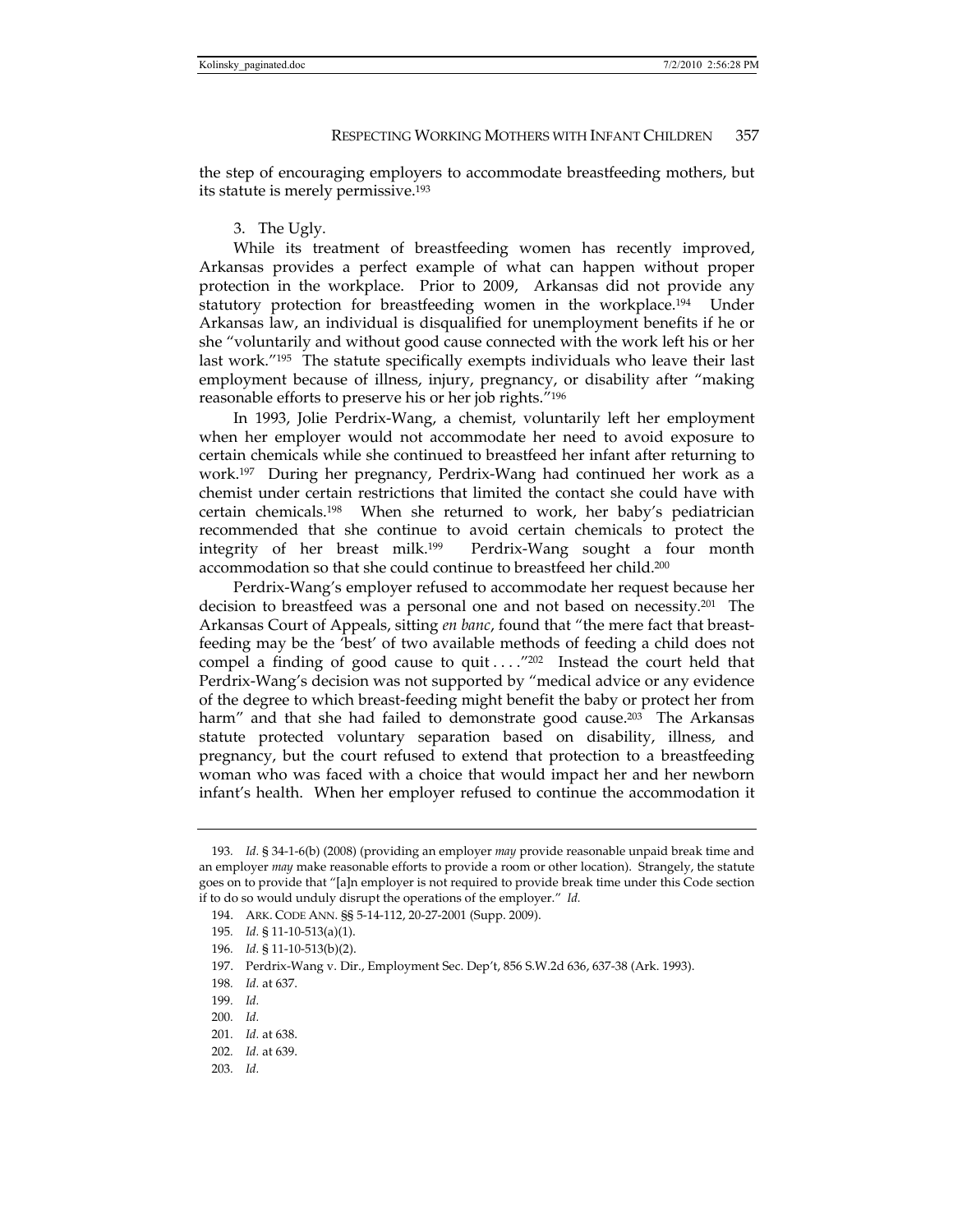the step of encouraging employers to accommodate breastfeeding mothers, but its statute is merely permissive.[193]

3. The Ugly.

While its treatment of breastfeeding women has recently improved, Arkansas provides a perfect example of what can happen without proper protection in the workplace. Prior to 2009, Arkansas did not provide any statutory protection for breastfeeding women in the workplace.[194] Under Arkansas law, an individual is disqualified for unemployment benefits if he or she "voluntarily and without good cause connected with the work left his or her last work."[195] The statute specifically exempts individuals who leave their last employment because of illness, injury, pregnancy, or disability after "making reasonable efforts to preserve his or her job rights."[196]

In 1993, Jolie Perdrix-Wang, a chemist, voluntarily left her employment when her employer would not accommodate her need to avoid exposure to certain chemicals while she continued to breastfeed her infant after returning to work.[197] During her pregnancy, Perdrix-Wang had continued her work as a chemist under certain restrictions that limited the contact she could have with certain chemicals.[198] When she returned to work, her baby's pediatrician recommended that she continue to avoid certain chemicals to protect the integrity of her breast milk.[199] Perdrix-Wang sought a four month accommodation so that she could continue to breastfeed her child.[200]

Perdrix-Wang's employer refused to accommodate her request because her decision to breastfeed was a personal one and not based on necessity.[201] The Arkansas Court of Appeals, sitting *en banc*, found that "the mere fact that breast-feeding may be the 'best' of two available methods of feeding a child does not compel a finding of good cause to quit . . . ."[202] Instead the court held that Perdrix-Wang's decision was not supported by "medical advice or any evidence of the degree to which breast-feeding might benefit the baby or protect her from harm" and that she had failed to demonstrate good cause.[203] The Arkansas statute protected voluntary separation based on disability, illness, and pregnancy, but the court refused to extend that protection to a breastfeeding woman who was faced with a choice that would impact her and her newborn infant's health. When her employer refused to continue the accommodation it

---

193. *Id.* § 34-1-6(b) (2008) (providing an employer *may* provide reasonable unpaid break time and an employer *may* make reasonable efforts to provide a room or other location). Strangely, the statute goes on to provide that "[a]n employer is not required to provide break time under this Code section if to do so would unduly disrupt the operations of the employer." *Id.*

194. ARK. CODE ANN. §§ 5-14-112, 20-27-2001 (Supp. 2009).

195. *Id.* § 11-10-513(a)(1).

196. *Id.* § 11-10-513(b)(2).

197. Perdrix-Wang v. Dir., Employment Sec. Dep't, 856 S.W.2d 636, 637-38 (Ark. 1993).

198. *Id.* at 637.

199. *Id.*

200. *Id.*

201. *Id.* at 638.

202. *Id.* at 639.

203. *Id.*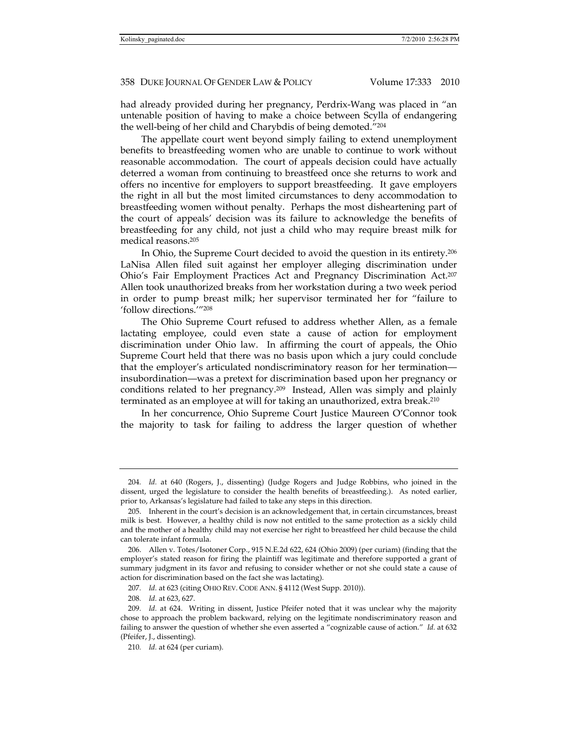had already provided during her pregnancy, Perdrix-Wang was placed in "an untenable position of having to make a choice between Scylla of endangering the well-being of her child and Charybdis of being demoted."[204]

The appellate court went beyond simply failing to extend unemployment benefits to breastfeeding women who are unable to continue to work without reasonable accommodation. The court of appeals decision could have actually deterred a woman from continuing to breastfeed once she returns to work and offers no incentive for employers to support breastfeeding. It gave employers the right in all but the most limited circumstances to deny accommodation to breastfeeding women without penalty. Perhaps the most disheartening part of the court of appeals' decision was its failure to acknowledge the benefits of breastfeeding for any child, not just a child who may require breast milk for medical reasons.[205]

In Ohio, the Supreme Court decided to avoid the question in its entirety.[206] LaNisa Allen filed suit against her employer alleging discrimination under Ohio's Fair Employment Practices Act and Pregnancy Discrimination Act.[207] Allen took unauthorized breaks from her workstation during a two week period in order to pump breast milk; her supervisor terminated her for "failure to 'follow directions.'"[208]

The Ohio Supreme Court refused to address whether Allen, as a female lactating employee, could even state a cause of action for employment discrimination under Ohio law. In affirming the court of appeals, the Ohio Supreme Court held that there was no basis upon which a jury could conclude that the employer's articulated nondiscriminatory reason for her termination—insubordination—was a pretext for discrimination based upon her pregnancy or conditions related to her pregnancy.[209] Instead, Allen was simply and plainly terminated as an employee at will for taking an unauthorized, extra break.[210]

In her concurrence, Ohio Supreme Court Justice Maureen O'Connor took the majority to task for failing to address the larger question of whether

---

204. *Id.* at 640 (Rogers, J., dissenting) (Judge Rogers and Judge Robbins, who joined in the dissent, urged the legislature to consider the health benefits of breastfeeding.). As noted earlier, prior to, Arkansas's legislature had failed to take any steps in this direction.

205. Inherent in the court's decision is an acknowledgement that, in certain circumstances, breast milk is best. However, a healthy child is now not entitled to the same protection as a sickly child and the mother of a healthy child may not exercise her right to breastfeed her child because the child can tolerate infant formula.

206. Allen v. Totes/Isotoner Corp., 915 N.E.2d 622, 624 (Ohio 2009) (per curiam) (finding that the employer's stated reason for firing the plaintiff was legitimate and therefore supported a grant of summary judgment in its favor and refusing to consider whether or not she could state a cause of action for discrimination based on the fact she was lactating).

207. *Id.* at 623 (citing OHIO REV. CODE ANN. § 4112 (West Supp. 2010)).

208. *Id.* at 623, 627.

209. *Id.* at 624. Writing in dissent, Justice Pfeifer noted that it was unclear why the majority chose to approach the problem backward, relying on the legitimate nondiscriminatory reason and failing to answer the question of whether she even asserted a "cognizable cause of action." *Id.* at 632 (Pfeifer, J., dissenting).

210. *Id.* at 624 (per curiam).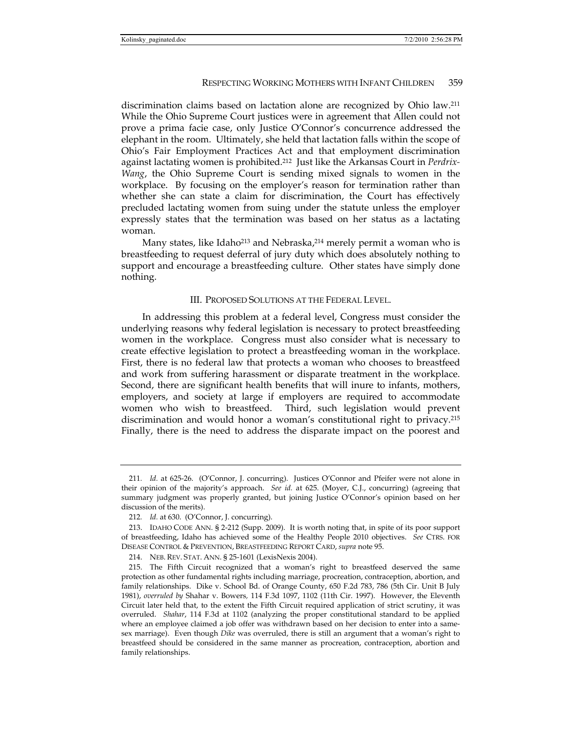discrimination claims based on lactation alone are recognized by Ohio law.[211] While the Ohio Supreme Court justices were in agreement that Allen could not prove a prima facie case, only Justice O'Connor's concurrence addressed the elephant in the room. Ultimately, she held that lactation falls within the scope of Ohio's Fair Employment Practices Act and that employment discrimination against lactating women is prohibited.[212] Just like the Arkansas Court in *Perdrix-Wang*, the Ohio Supreme Court is sending mixed signals to women in the workplace. By focusing on the employer's reason for termination rather than whether she can state a claim for discrimination, the Court has effectively precluded lactating women from suing under the statute unless the employer expressly states that the termination was based on her status as a lactating woman.

Many states, like Idaho[213] and Nebraska,[214] merely permit a woman who is breastfeeding to request deferral of jury duty which does absolutely nothing to support and encourage a breastfeeding culture. Other states have simply done nothing.

## III. Proposed Solutions at the Federal Level.

In addressing this problem at a federal level, Congress must consider the underlying reasons why federal legislation is necessary to protect breastfeeding women in the workplace. Congress must also consider what is necessary to create effective legislation to protect a breastfeeding woman in the workplace. First, there is no federal law that protects a woman who chooses to breastfeed and work from suffering harassment or disparate treatment in the workplace. Second, there are significant health benefits that will inure to infants, mothers, employers, and society at large if employers are required to accommodate women who wish to breastfeed. Third, such legislation would prevent discrimination and would honor a woman's constitutional right to privacy.[215] Finally, there is the need to address the disparate impact on the poorest and

---

211. *Id.* at 625-26. (O'Connor, J. concurring). Justices O'Connor and Pfeifer were not alone in their opinion of the majority's approach. *See id.* at 625. (Moyer, C.J., concurring) (agreeing that summary judgment was properly granted, but joining Justice O'Connor's opinion based on her discussion of the merits).

212. *Id.* at 630. (O'Connor, J. concurring).

213. Idaho Code Ann. § 2-212 (Supp. 2009). It is worth noting that, in spite of its poor support of breastfeeding, Idaho has achieved some of the Healthy People 2010 objectives. *See* Ctrs. for Disease Control & Prevention, Breastfeeding Report Card, *supra* note 95.

214. Neb. Rev. Stat. Ann. § 25-1601 (LexisNexis 2004).

215. The Fifth Circuit recognized that a woman's right to breastfeed deserved the same protection as other fundamental rights including marriage, procreation, contraception, abortion, and family relationships. Dike v. School Bd. of Orange County, 650 F.2d 783, 786 (5th Cir. Unit B July 1981), *overruled by* Shahar v. Bowers, 114 F.3d 1097, 1102 (11th Cir. 1997). However, the Eleventh Circuit later held that, to the extent the Fifth Circuit required application of strict scrutiny, it was overruled. *Shahar*, 114 F.3d at 1102 (analyzing the proper constitutional standard to be applied where an employee claimed a job offer was withdrawn based on her decision to enter into a same-sex marriage). Even though *Dike* was overruled, there is still an argument that a woman's right to breastfeed should be considered in the same manner as procreation, contraception, abortion and family relationships.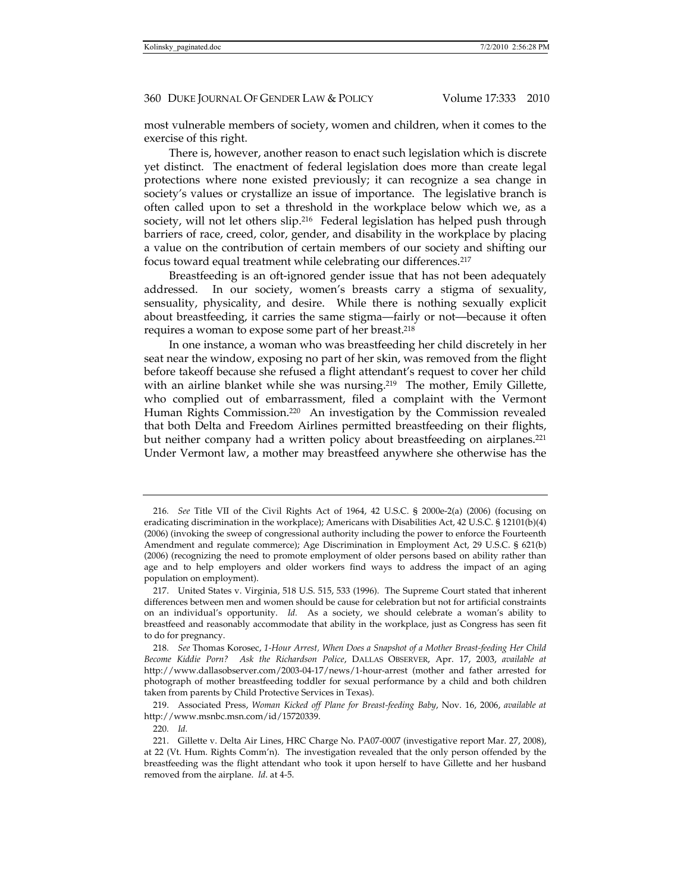most vulnerable members of society, women and children, when it comes to the exercise of this right.

There is, however, another reason to enact such legislation which is discrete yet distinct. The enactment of federal legislation does more than create legal protections where none existed previously; it can recognize a sea change in society's values or crystallize an issue of importance. The legislative branch is often called upon to set a threshold in the workplace below which we, as a society, will not let others slip.[216] Federal legislation has helped push through barriers of race, creed, color, gender, and disability in the workplace by placing a value on the contribution of certain members of our society and shifting our focus toward equal treatment while celebrating our differences.[217]

Breastfeeding is an oft-ignored gender issue that has not been adequately addressed. In our society, women's breasts carry a stigma of sexuality, sensuality, physicality, and desire. While there is nothing sexually explicit about breastfeeding, it carries the same stigma—fairly or not—because it often requires a woman to expose some part of her breast.[218]

In one instance, a woman who was breastfeeding her child discretely in her seat near the window, exposing no part of her skin, was removed from the flight before takeoff because she refused a flight attendant's request to cover her child with an airline blanket while she was nursing.[219] The mother, Emily Gillette, who complied out of embarrassment, filed a complaint with the Vermont Human Rights Commission.[220] An investigation by the Commission revealed that both Delta and Freedom Airlines permitted breastfeeding on their flights, but neither company had a written policy about breastfeeding on airplanes.[221] Under Vermont law, a mother may breastfeed anywhere she otherwise has the

---

216. *See* Title VII of the Civil Rights Act of 1964, 42 U.S.C. § 2000e-2(a) (2006) (focusing on eradicating discrimination in the workplace); Americans with Disabilities Act, 42 U.S.C. § 12101(b)(4) (2006) (invoking the sweep of congressional authority including the power to enforce the Fourteenth Amendment and regulate commerce); Age Discrimination in Employment Act, 29 U.S.C. § 621(b) (2006) (recognizing the need to promote employment of older persons based on ability rather than age and to help employers and older workers find ways to address the impact of an aging population on employment).

217. United States v. Virginia, 518 U.S. 515, 533 (1996). The Supreme Court stated that inherent differences between men and women should be cause for celebration but not for artificial constraints on an individual's opportunity. *Id.* As a society, we should celebrate a woman's ability to breastfeed and reasonably accommodate that ability in the workplace, just as Congress has seen fit to do for pregnancy.

218. *See* Thomas Korosec, *1-Hour Arrest, When Does a Snapshot of a Mother Breast-feeding Her Child Become Kiddie Porn? Ask the Richardson Police*, DALLAS OBSERVER, Apr. 17, 2003, *available at* http://www.dallasobserver.com/2003-04-17/news/1-hour-arrest (mother and father arrested for photograph of mother breastfeeding toddler for sexual performance by a child and both children taken from parents by Child Protective Services in Texas).

219. Associated Press, *Woman Kicked off Plane for Breast-feeding Baby*, Nov. 16, 2006, *available at* http://www.msnbc.msn.com/id/15720339.

220. *Id.*

221. Gillette v. Delta Air Lines, HRC Charge No. PA07-0007 (investigative report Mar. 27, 2008), at 22 (Vt. Hum. Rights Comm'n). The investigation revealed that the only person offended by the breastfeeding was the flight attendant who took it upon herself to have Gillette and her husband removed from the airplane. *Id.* at 4-5.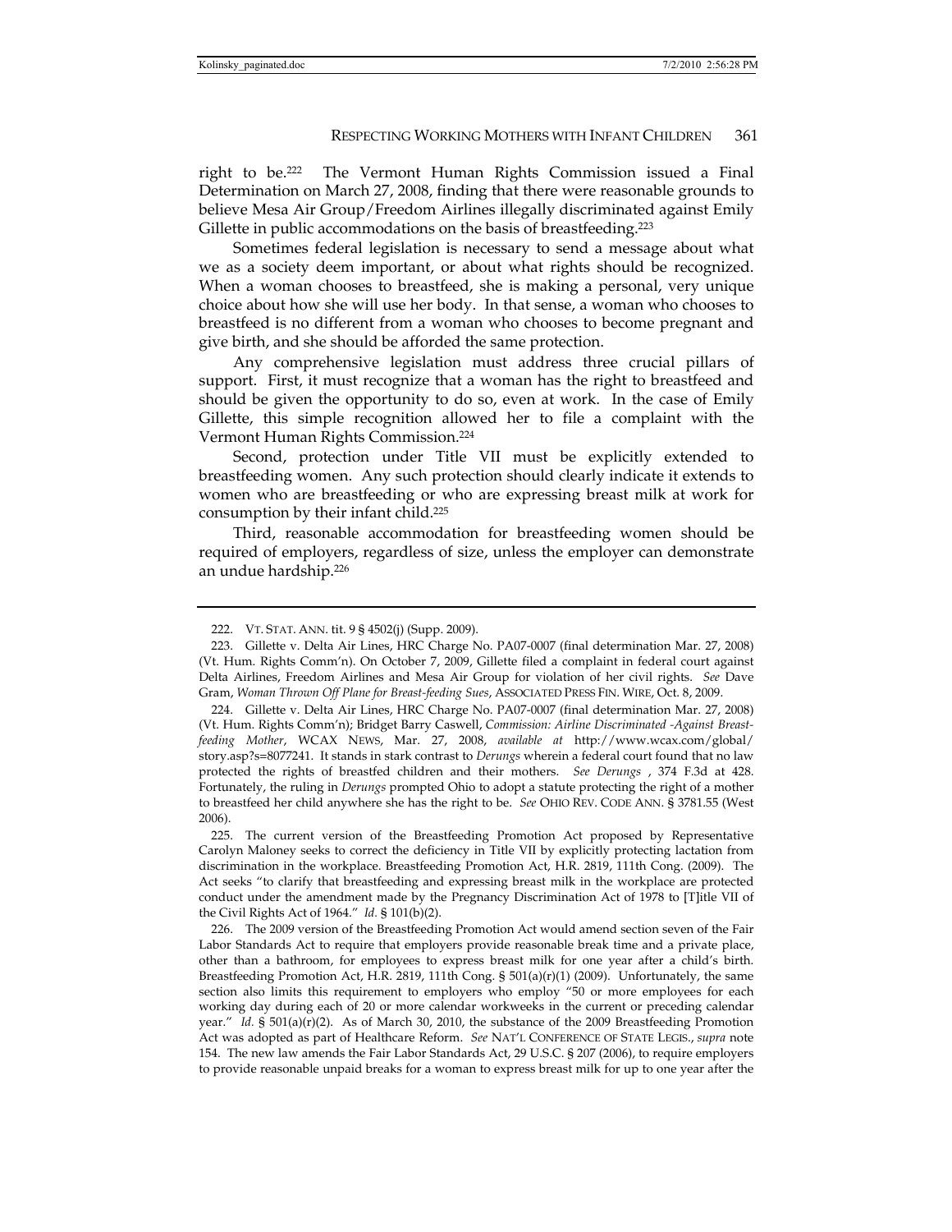right to be.[222] The Vermont Human Rights Commission issued a Final Determination on March 27, 2008, finding that there were reasonable grounds to believe Mesa Air Group/Freedom Airlines illegally discriminated against Emily Gillette in public accommodations on the basis of breastfeeding.[223]

Sometimes federal legislation is necessary to send a message about what we as a society deem important, or about what rights should be recognized. When a woman chooses to breastfeed, she is making a personal, very unique choice about how she will use her body. In that sense, a woman who chooses to breastfeed is no different from a woman who chooses to become pregnant and give birth, and she should be afforded the same protection.

Any comprehensive legislation must address three crucial pillars of support. First, it must recognize that a woman has the right to breastfeed and should be given the opportunity to do so, even at work. In the case of Emily Gillette, this simple recognition allowed her to file a complaint with the Vermont Human Rights Commission.[224]

Second, protection under Title VII must be explicitly extended to breastfeeding women. Any such protection should clearly indicate it extends to women who are breastfeeding or who are expressing breast milk at work for consumption by their infant child.[225]

Third, reasonable accommodation for breastfeeding women should be required of employers, regardless of size, unless the employer can demonstrate an undue hardship.[226]

---

222. VT. STAT. ANN. tit. 9 § 4502(j) (Supp. 2009).

223. Gillette v. Delta Air Lines, HRC Charge No. PA07-0007 (final determination Mar. 27, 2008) (Vt. Hum. Rights Comm'n). On October 7, 2009, Gillette filed a complaint in federal court against Delta Airlines, Freedom Airlines and Mesa Air Group for violation of her civil rights. *See* Dave Gram, *Woman Thrown Off Plane for Breast-feeding Sues*, ASSOCIATED PRESS FIN. WIRE, Oct. 8, 2009.

224. Gillette v. Delta Air Lines, HRC Charge No. PA07-0007 (final determination Mar. 27, 2008) (Vt. Hum. Rights Comm'n); Bridget Barry Caswell, *Commission: Airline Discriminated -Against Breast-feeding Mother*, WCAX NEWS, Mar. 27, 2008, *available at* http://www.wcax.com/global/story.asp?s=8077241. It stands in stark contrast to *Derungs* wherein a federal court found that no law protected the rights of breastfed children and their mothers. *See Derungs* , 374 F.3d at 428. Fortunately, the ruling in *Derungs* prompted Ohio to adopt a statute protecting the right of a mother to breastfeed her child anywhere she has the right to be. *See* OHIO REV. CODE ANN. § 3781.55 (West 2006).

225. The current version of the Breastfeeding Promotion Act proposed by Representative Carolyn Maloney seeks to correct the deficiency in Title VII by explicitly protecting lactation from discrimination in the workplace. Breastfeeding Promotion Act, H.R. 2819, 111th Cong. (2009). The Act seeks "to clarify that breastfeeding and expressing breast milk in the workplace are protected conduct under the amendment made by the Pregnancy Discrimination Act of 1978 to [T]itle VII of the Civil Rights Act of 1964." *Id.* § 101(b)(2).

226. The 2009 version of the Breastfeeding Promotion Act would amend section seven of the Fair Labor Standards Act to require that employers provide reasonable break time and a private place, other than a bathroom, for employees to express breast milk for one year after a child's birth. Breastfeeding Promotion Act, H.R. 2819, 111th Cong. § 501(a)(r)(1) (2009). Unfortunately, the same section also limits this requirement to employers who employ "50 or more employees for each working day during each of 20 or more calendar workweeks in the current or preceding calendar year." *Id.* § 501(a)(r)(2). As of March 30, 2010, the substance of the 2009 Breastfeeding Promotion Act was adopted as part of Healthcare Reform. *See* NAT'L CONFERENCE OF STATE LEGIS., *supra* note 154. The new law amends the Fair Labor Standards Act, 29 U.S.C. § 207 (2006), to require employers to provide reasonable unpaid breaks for a woman to express breast milk for up to one year after the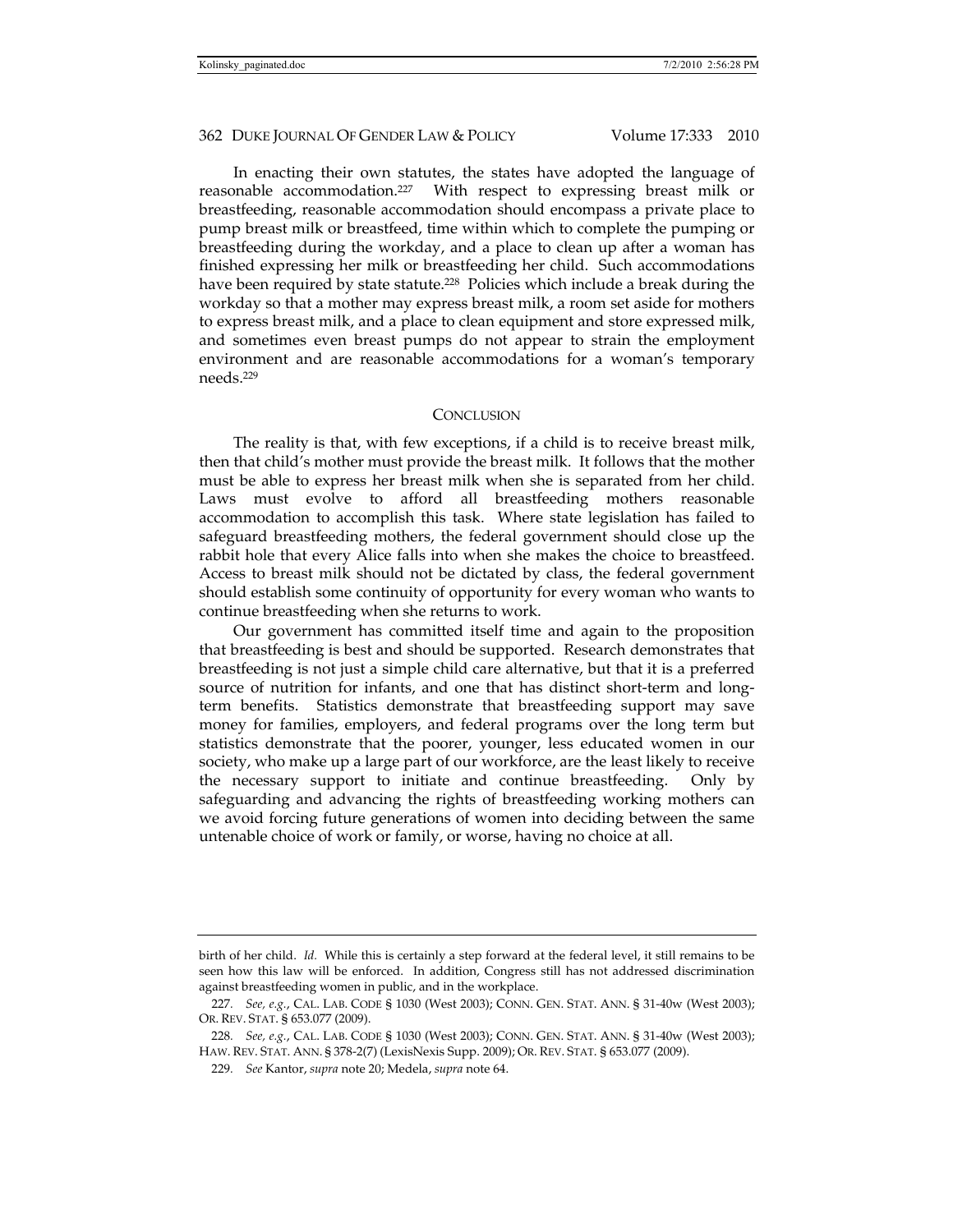In enacting their own statutes, the states have adopted the language of reasonable accommodation.[227] With respect to expressing breast milk or breastfeeding, reasonable accommodation should encompass a private place to pump breast milk or breastfeed, time within which to complete the pumping or breastfeeding during the workday, and a place to clean up after a woman has finished expressing her milk or breastfeeding her child. Such accommodations have been required by state statute.[228] Policies which include a break during the workday so that a mother may express breast milk, a room set aside for mothers to express breast milk, and a place to clean equipment and store expressed milk, and sometimes even breast pumps do not appear to strain the employment environment and are reasonable accommodations for a woman's temporary needs.[229]

## CONCLUSION

The reality is that, with few exceptions, if a child is to receive breast milk, then that child's mother must provide the breast milk. It follows that the mother must be able to express her breast milk when she is separated from her child. Laws must evolve to afford all breastfeeding mothers reasonable accommodation to accomplish this task. Where state legislation has failed to safeguard breastfeeding mothers, the federal government should close up the rabbit hole that every Alice falls into when she makes the choice to breastfeed. Access to breast milk should not be dictated by class, the federal government should establish some continuity of opportunity for every woman who wants to continue breastfeeding when she returns to work.

Our government has committed itself time and again to the proposition that breastfeeding is best and should be supported. Research demonstrates that breastfeeding is not just a simple child care alternative, but that it is a preferred source of nutrition for infants, and one that has distinct short-term and long-term benefits. Statistics demonstrate that breastfeeding support may save money for families, employers, and federal programs over the long term but statistics demonstrate that the poorer, younger, less educated women in our society, who make up a large part of our workforce, are the least likely to receive the necessary support to initiate and continue breastfeeding. Only by safeguarding and advancing the rights of breastfeeding working mothers can we avoid forcing future generations of women into deciding between the same untenable choice of work or family, or worse, having no choice at all.

---

birth of her child. *Id.* While this is certainly a step forward at the federal level, it still remains to be seen how this law will be enforced. In addition, Congress still has not addressed discrimination against breastfeeding women in public, and in the workplace.

227. *See, e.g.*, CAL. LAB. CODE § 1030 (West 2003); CONN. GEN. STAT. ANN. § 31-40w (West 2003); OR. REV. STAT. § 653.077 (2009).

228. *See, e.g.*, CAL. LAB. CODE § 1030 (West 2003); CONN. GEN. STAT. ANN. § 31-40w (West 2003); HAW. REV. STAT. ANN. § 378-2(7) (LexisNexis Supp. 2009); OR. REV. STAT. § 653.077 (2009).

229. *See* Kantor, *supra* note 20; Medela, *supra* note 64.